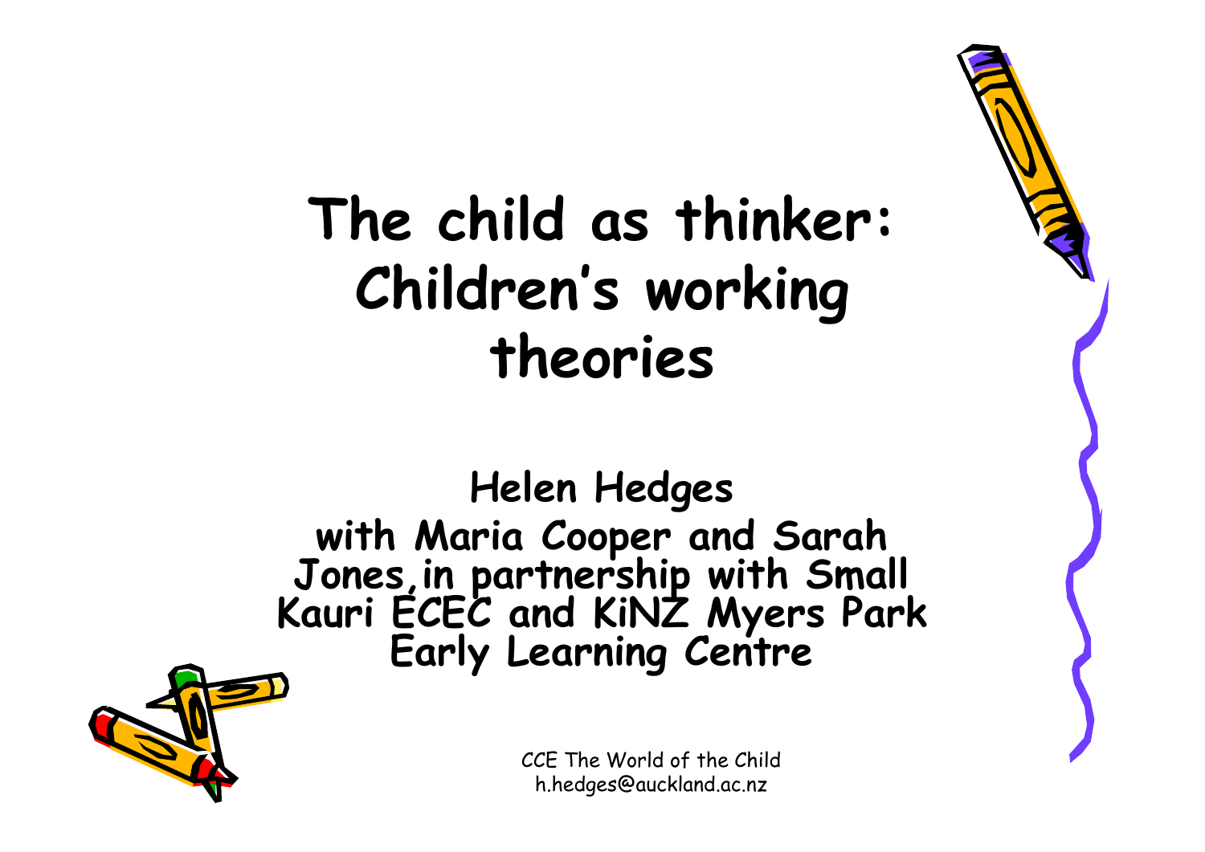# The child as thinker: Children's working theories

**Helen Hedges**
**with Maria Cooper and Sarah Jones, in partnership with Small Kauri ECEC and KiNZ Myers Park Early Learning Centre**

CCE The World of the Child
h.hedges@auckland.ac.nz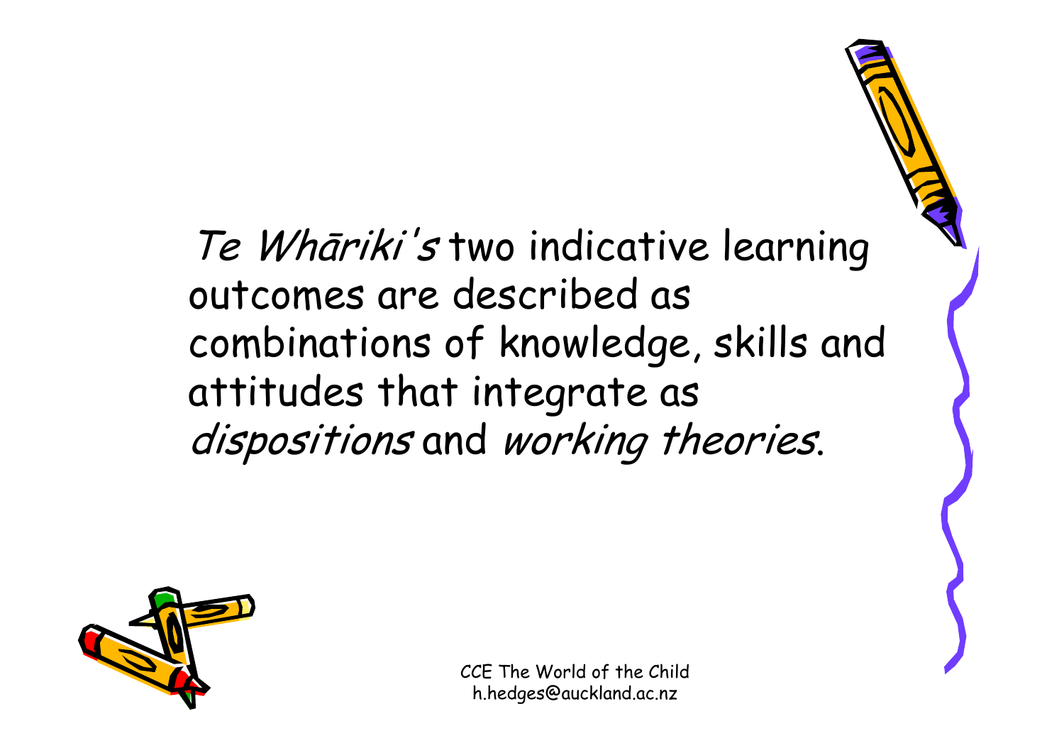*Te Whāriki's* two indicative learning outcomes are described as combinations of knowledge, skills and attitudes that integrate as *dispositions* and *working theories*.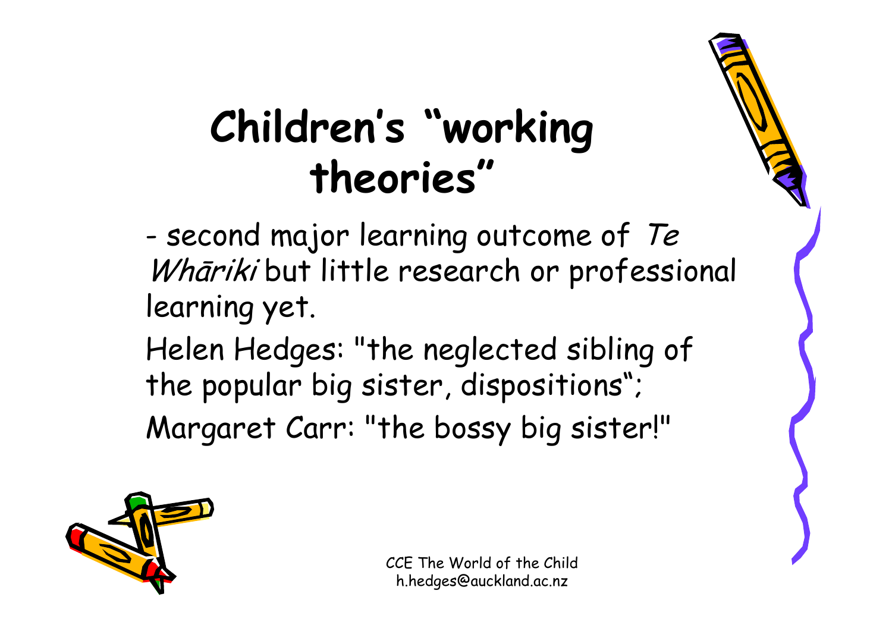# Children's "working theories"

- second major learning outcome of *Te Whāriki* but little research or professional learning yet.

Helen Hedges: "the neglected sibling of the popular big sister, dispositions";

Margaret Carr: "the bossy big sister!"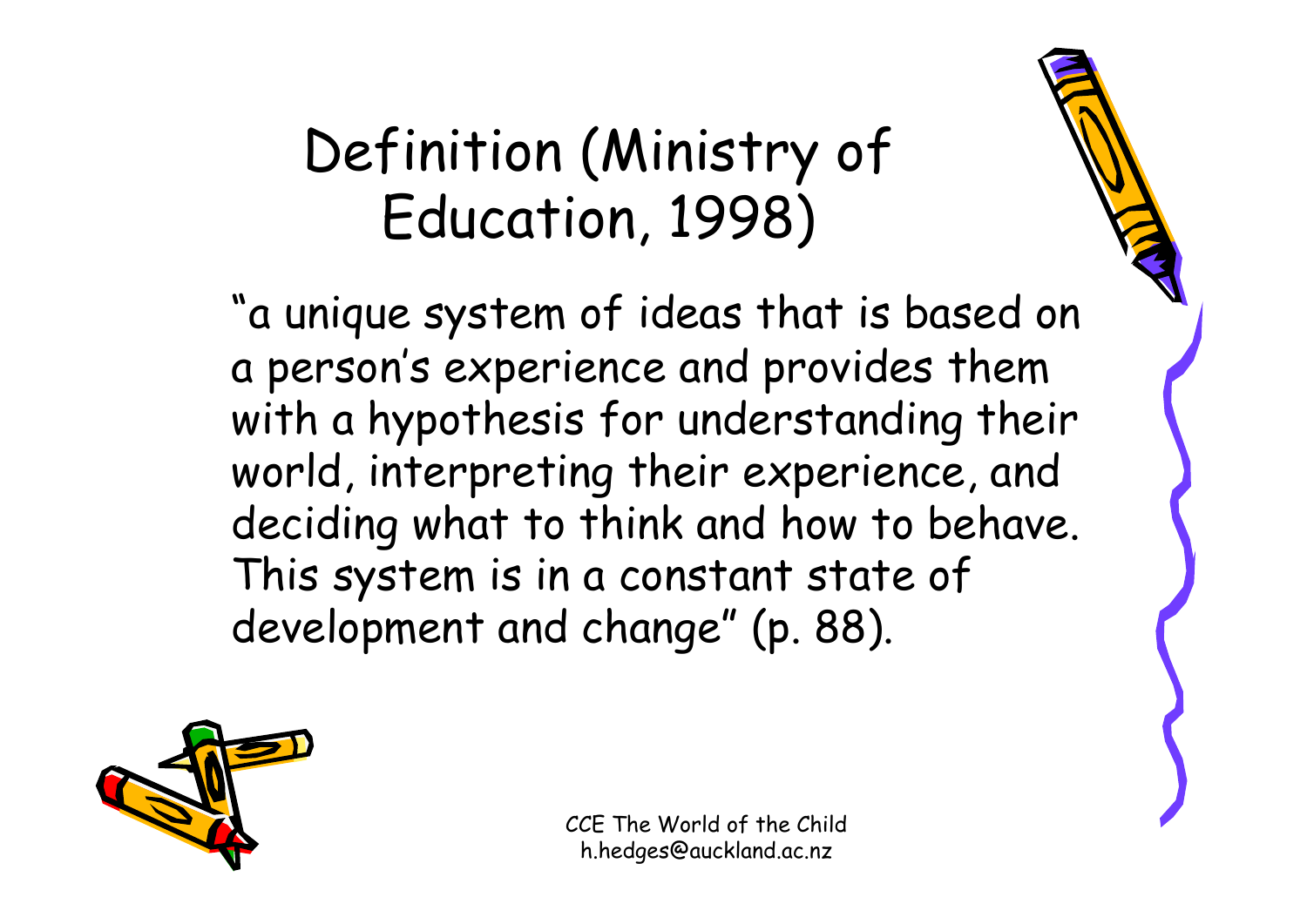# Definition (Ministry of Education, 1998)

"a unique system of ideas that is based on a person's experience and provides them with a hypothesis for understanding their world, interpreting their experience, and deciding what to think and how to behave. This system is in a constant state of development and change" (p. 88).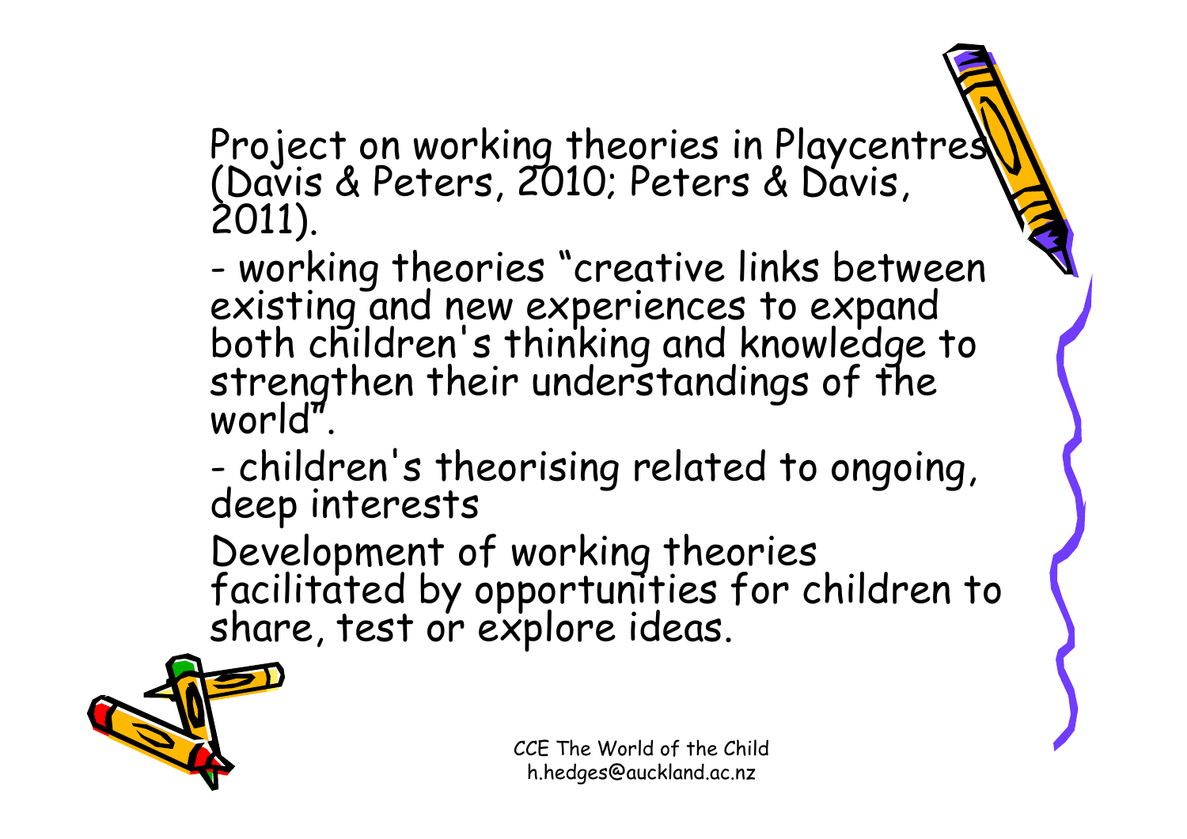Project on working theories in Playcentres (Davis & Peters, 2010; Peters & Davis, 2011).

- working theories "creative links between existing and new experiences to expand both children's thinking and knowledge to strengthen their understandings of the world".
- children's theorising related to ongoing, deep interests

Development of working theories facilitated by opportunities for children to share, test or explore ideas.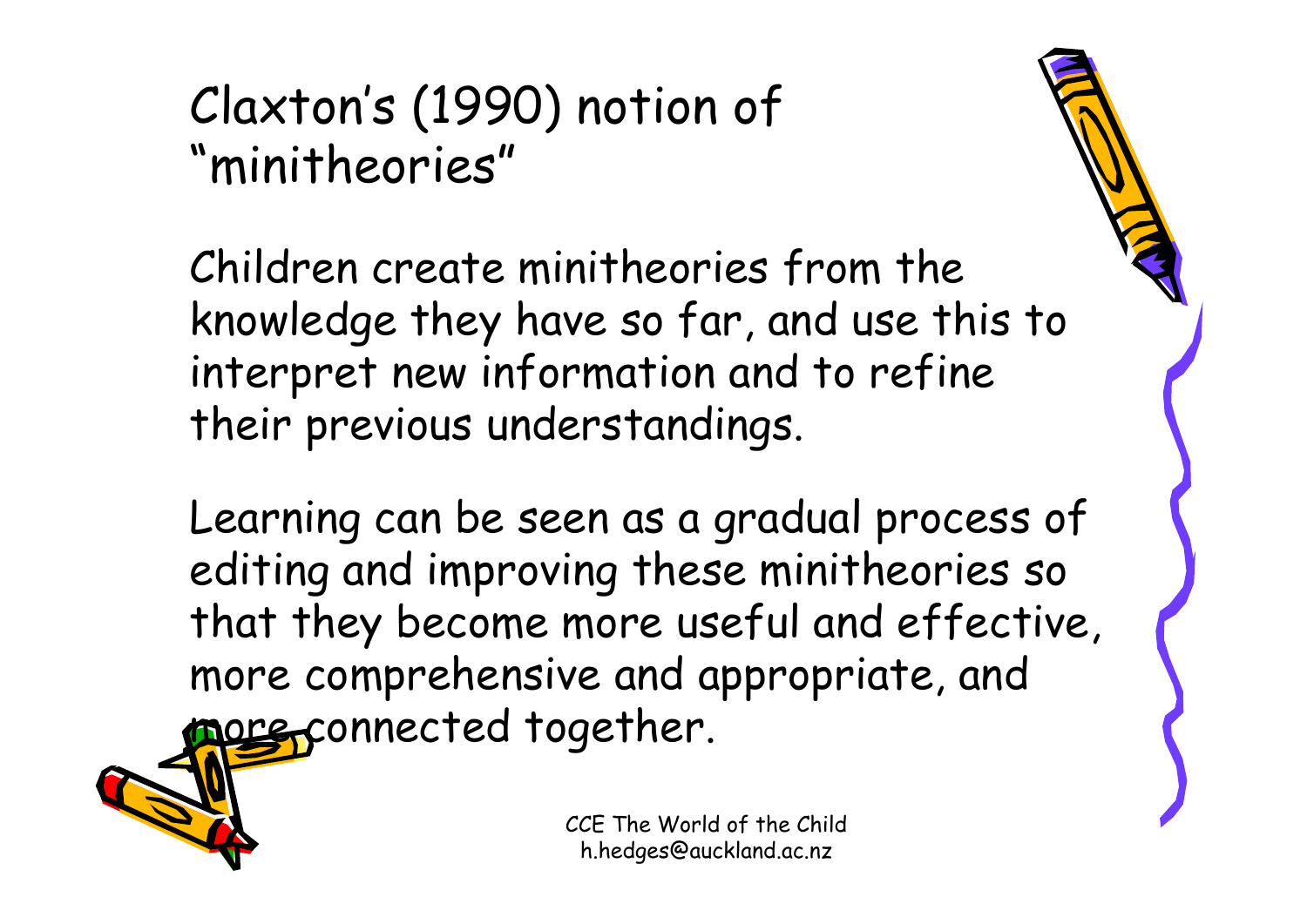# Claxton's (1990) notion of "minitheories"

Children create minitheories from the knowledge they have so far, and use this to interpret new information and to refine their previous understandings.

Learning can be seen as a gradual process of editing and improving these minitheories so that they become more useful and effective, more comprehensive and appropriate, and more connected together.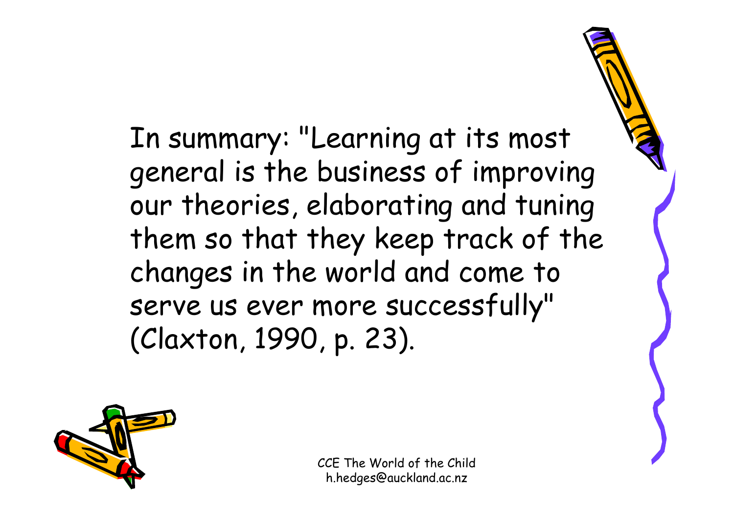In summary: "Learning at its most general is the business of improving our theories, elaborating and tuning them so that they keep track of the changes in the world and come to serve us ever more successfully" (Claxton, 1990, p. 23).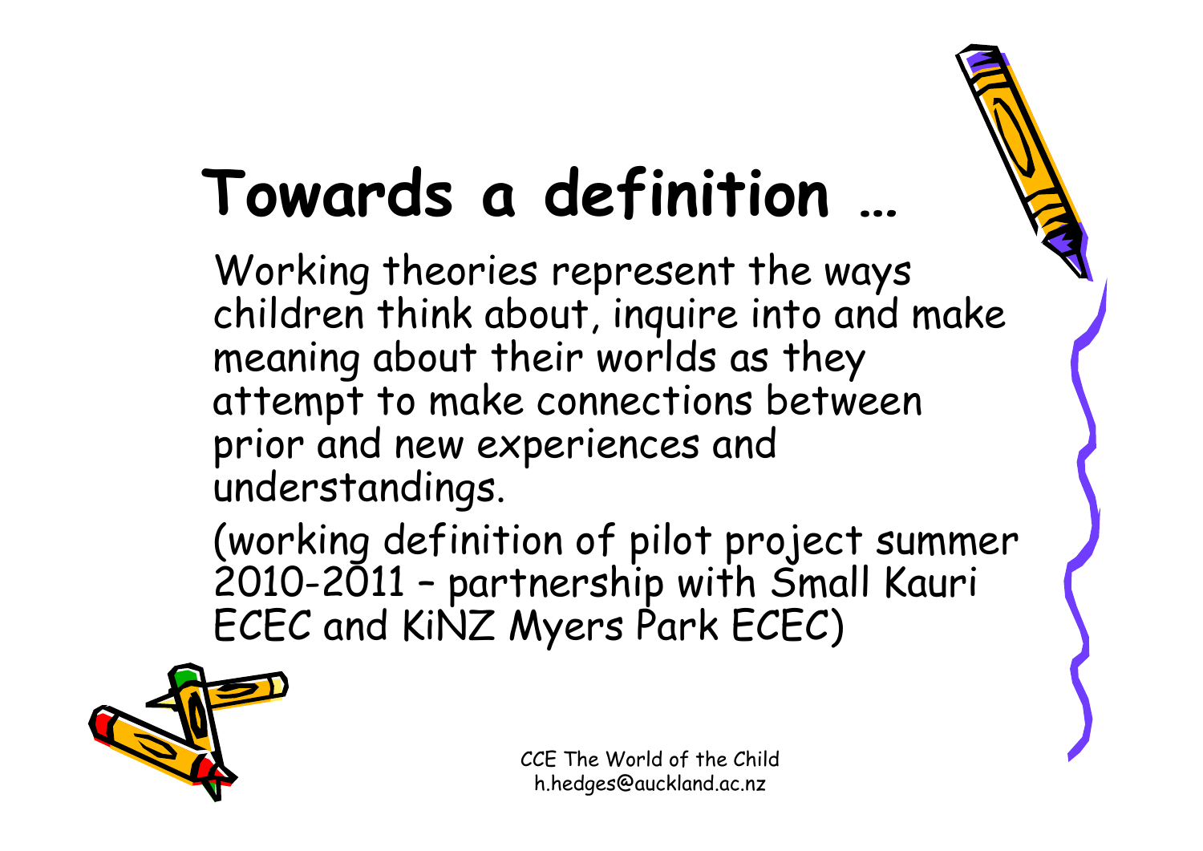# Towards a definition …

Working theories represent the ways children think about, inquire into and make meaning about their worlds as they attempt to make connections between prior and new experiences and understandings.

(working definition of pilot project summer 2010-2011 – partnership with Small Kauri ECEC and KiNZ Myers Park ECEC)

CCE The World of the Child
h.hedges@auckland.ac.nz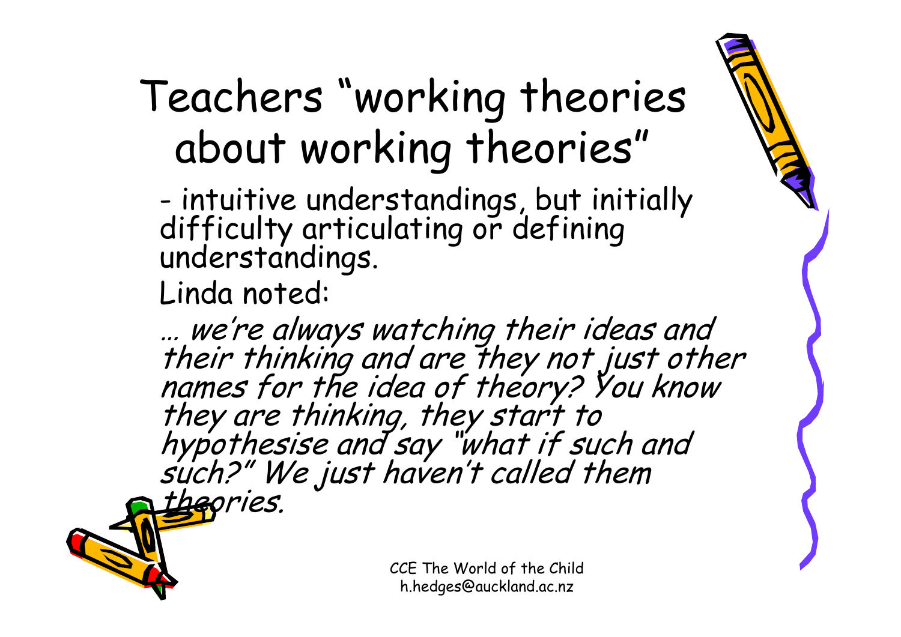# Teachers "working theories about working theories"

- intuitive understandings, but initially difficulty articulating or defining understandings.

Linda noted:

*… we're always watching their ideas and their thinking and are they not just other names for the idea of theory? You know they are thinking, they start to hypothesise and say "what if such and such?" We just haven't called them theories.*

CCE The World of the Child
h.hedges@auckland.ac.nz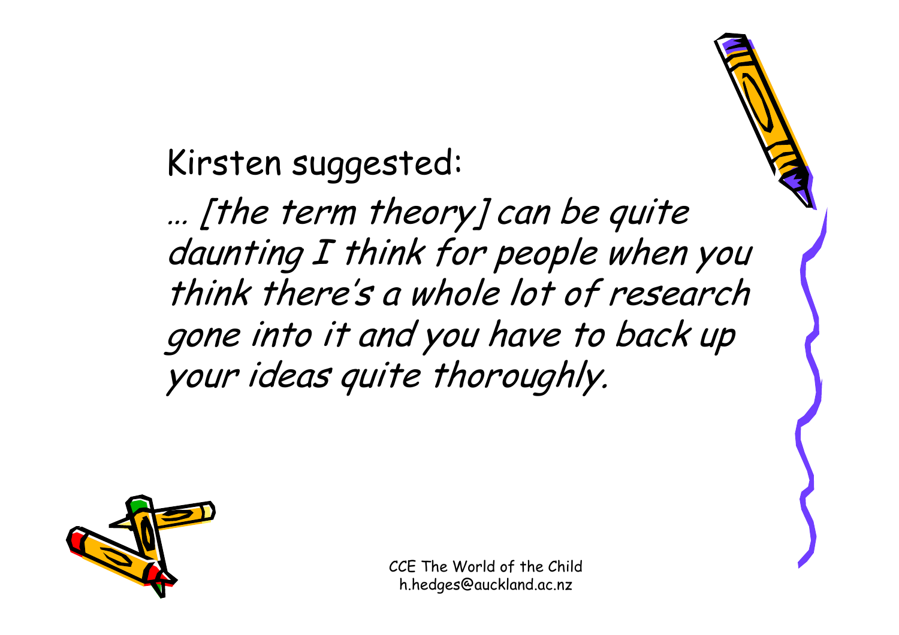Kirsten suggested:

*… [the term theory] can be quite daunting I think for people when you think there's a whole lot of research gone into it and you have to back up your ideas quite thoroughly.*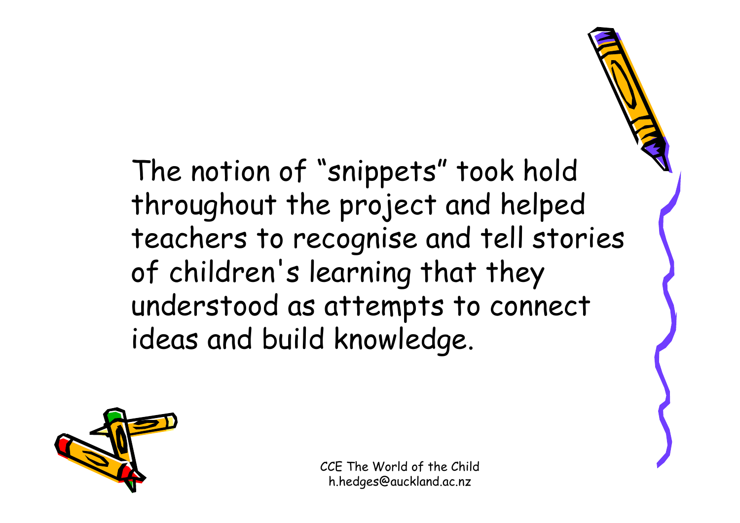The notion of "snippets" took hold throughout the project and helped teachers to recognise and tell stories of children's learning that they understood as attempts to connect ideas and build knowledge.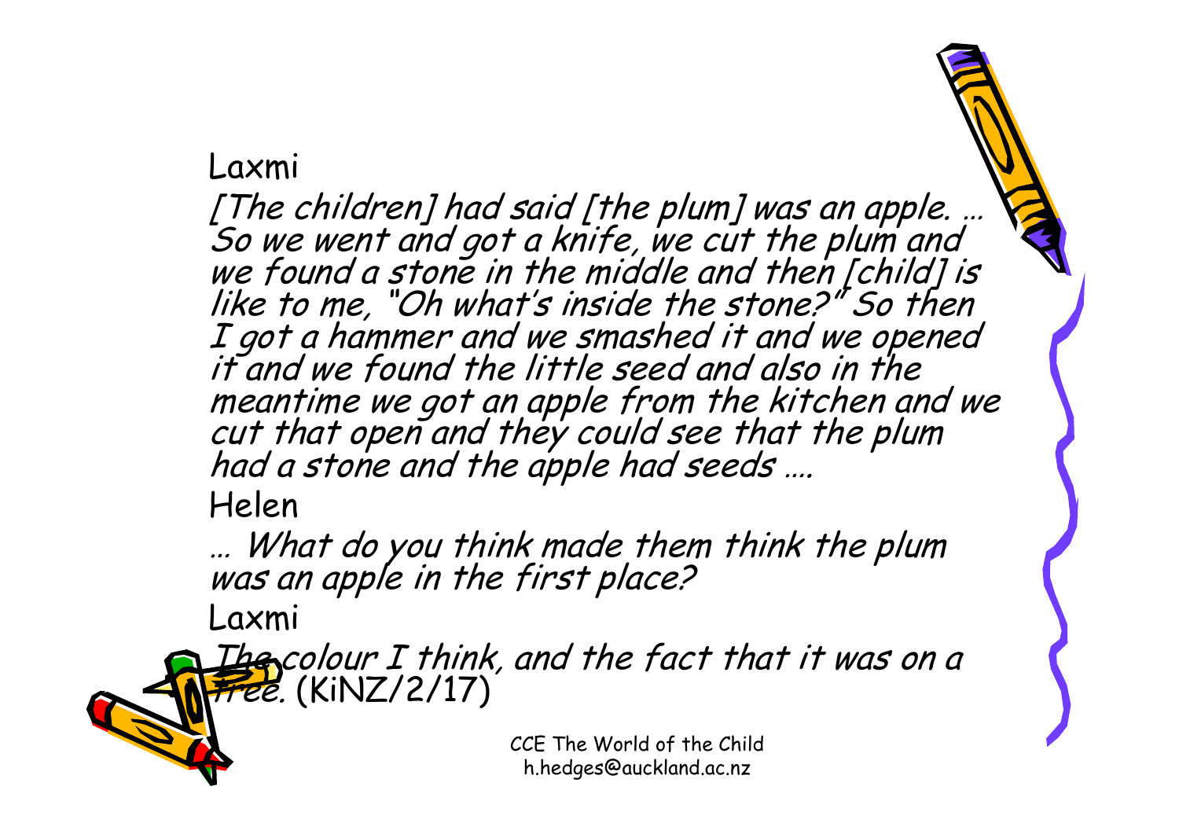Laxmi

*[The children] had said [the plum] was an apple. … So we went and got a knife, we cut the plum and we found a stone in the middle and then [child] is like to me, "Oh what's inside the stone?" So then I got a hammer and we smashed it and we opened it and we found the little seed and also in the meantime we got an apple from the kitchen and we cut that open and they could see that the plum had a stone and the apple had seeds ….*

Helen

*… What do you think made them think the plum was an apple in the first place?*

Laxmi

*The colour I think, and the fact that it was on a tree.* (KiNZ/2/17)

CCE The World of the Child
h.hedges@auckland.ac.nz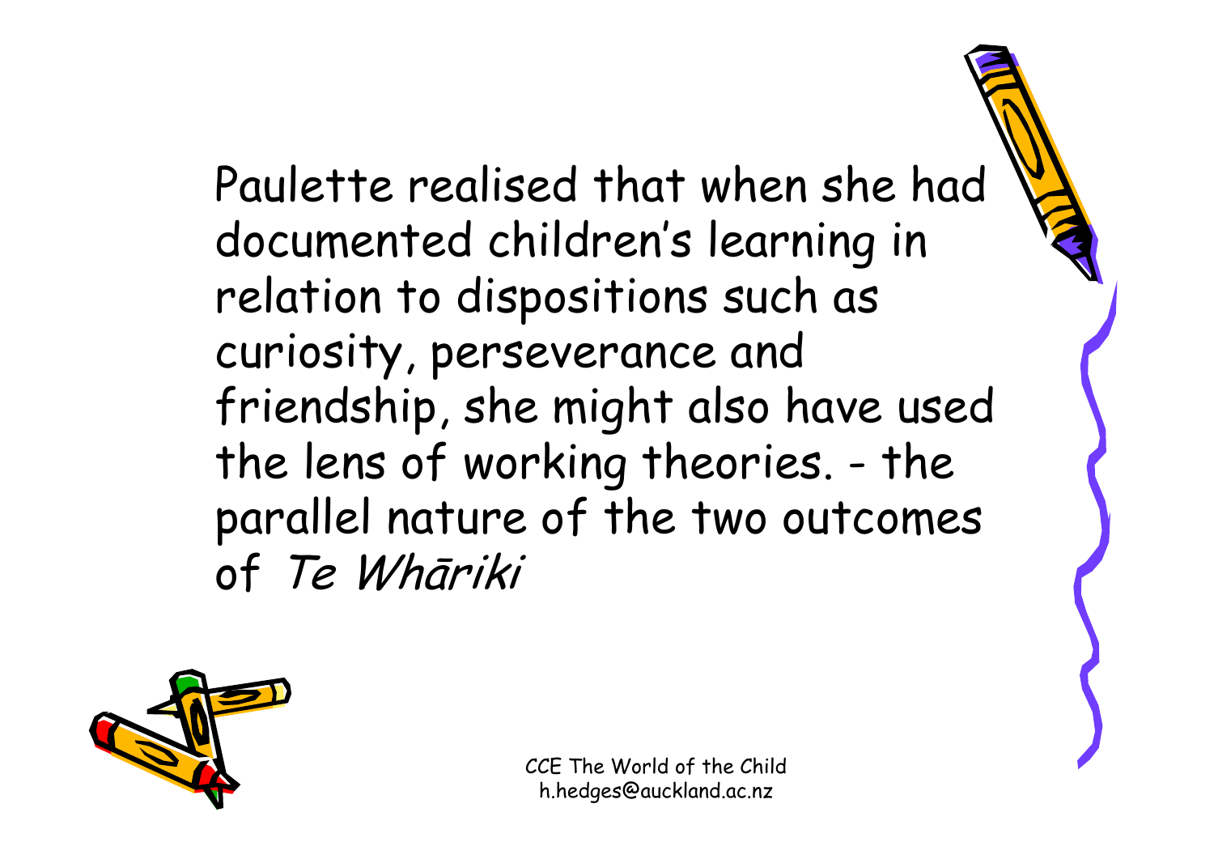Paulette realised that when she had documented children's learning in relation to dispositions such as curiosity, perseverance and friendship, she might also have used the lens of working theories. - the parallel nature of the two outcomes of *Te Whāriki*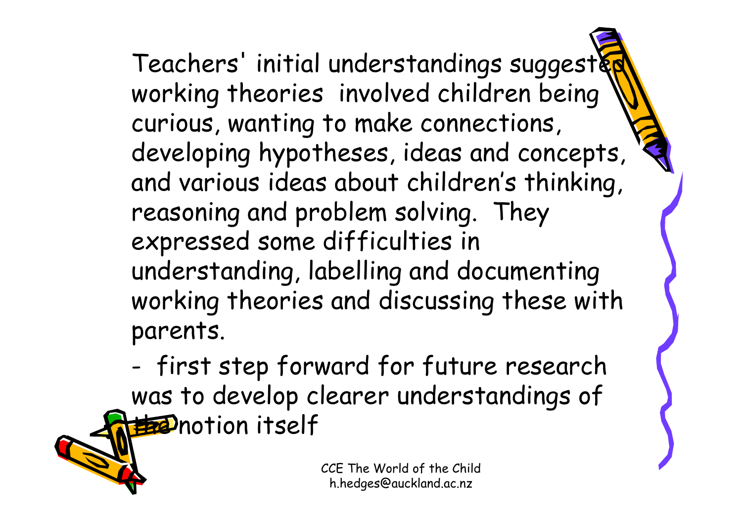Teachers' initial understandings suggested working theories involved children being curious, wanting to make connections, developing hypotheses, ideas and concepts, and various ideas about children's thinking, reasoning and problem solving. They expressed some difficulties in understanding, labelling and documenting working theories and discussing these with parents.

- first step forward for future research was to develop clearer understandings of the notion itself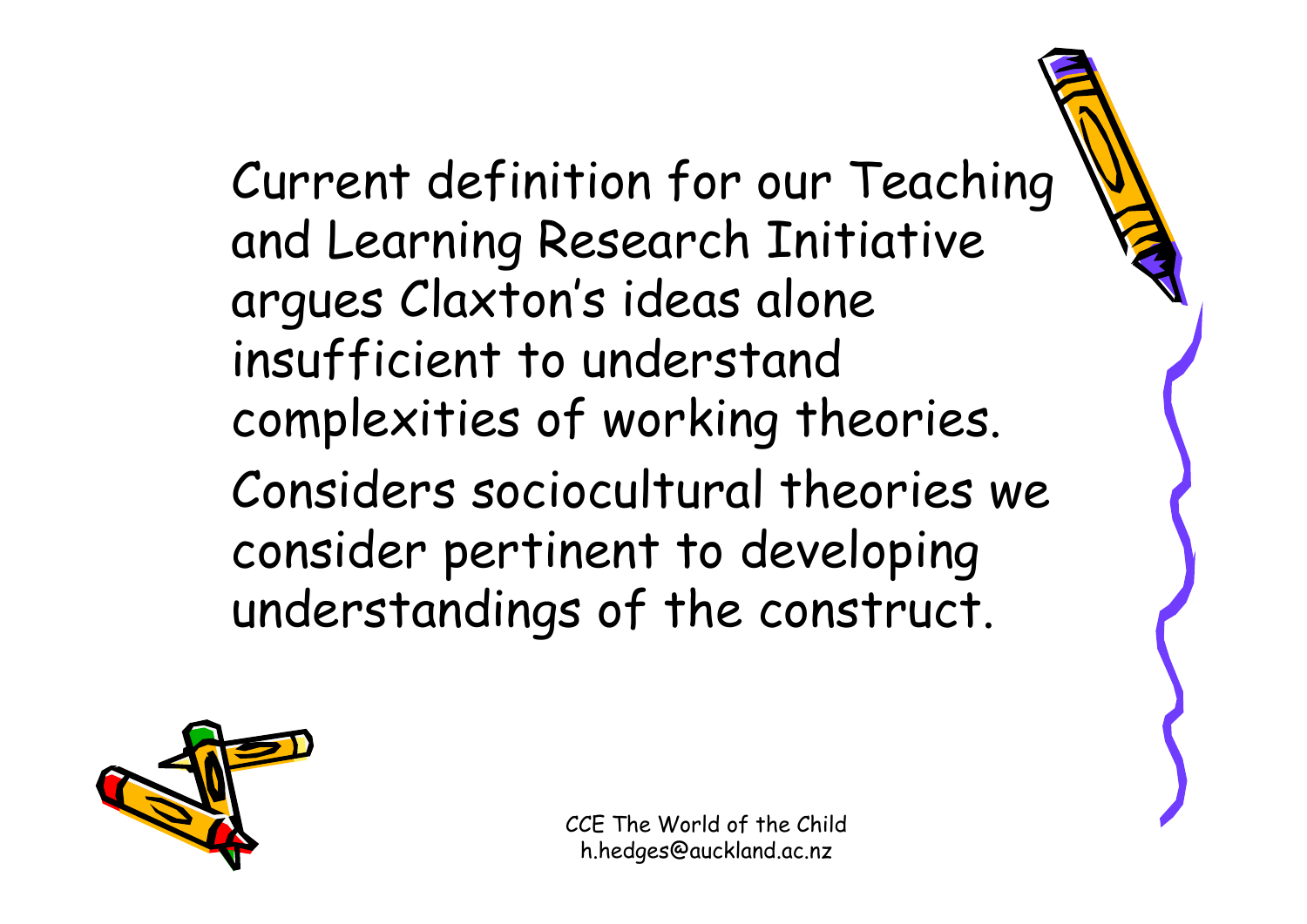Current definition for our Teaching and Learning Research Initiative argues Claxton's ideas alone insufficient to understand complexities of working theories.

Considers sociocultural theories we consider pertinent to developing understandings of the construct.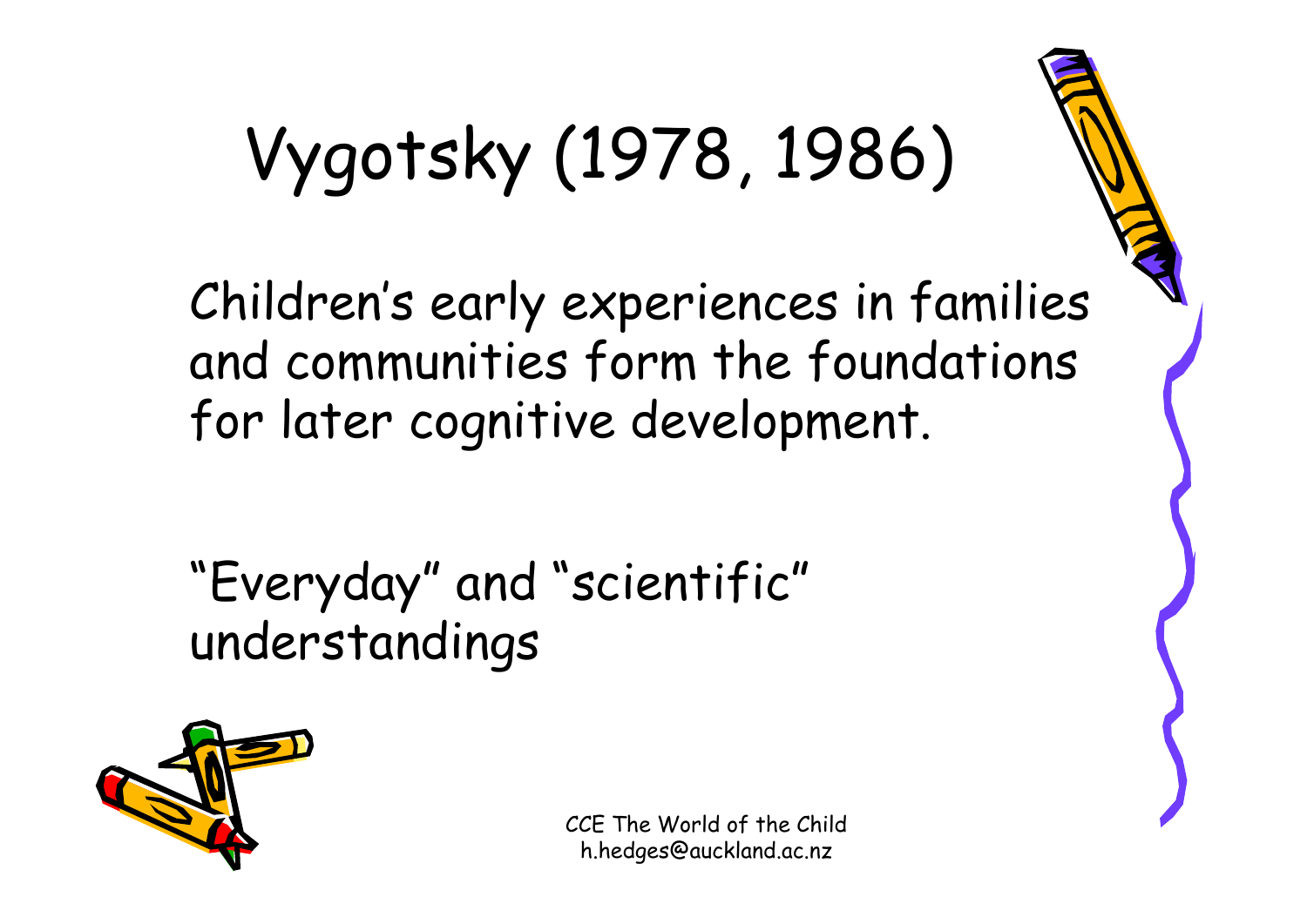# Vygotsky (1978, 1986)

Children's early experiences in families and communities form the foundations for later cognitive development.

"Everyday" and "scientific" understandings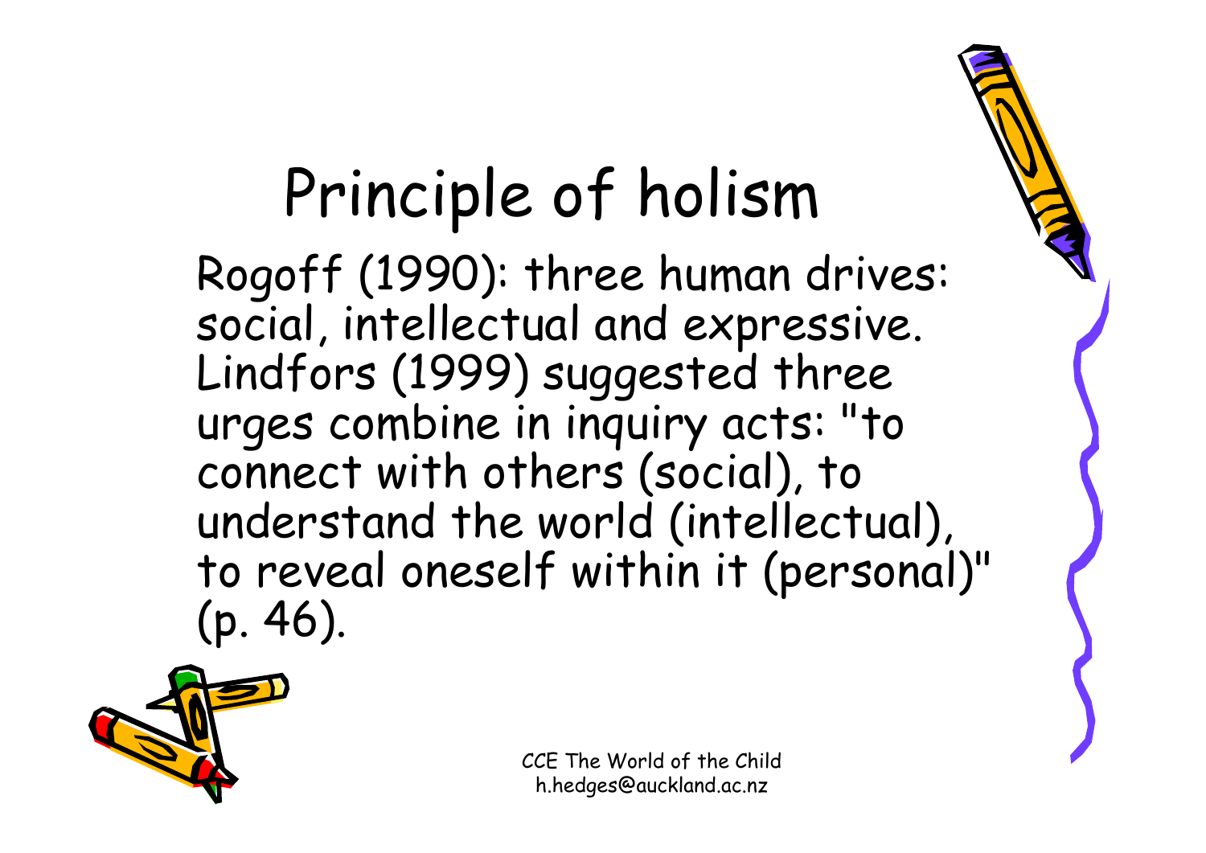# Principle of holism

Rogoff (1990): three human drives: social, intellectual and expressive. Lindfors (1999) suggested three urges combine in inquiry acts: "to connect with others (social), to understand the world (intellectual), to reveal oneself within it (personal)" (p. 46).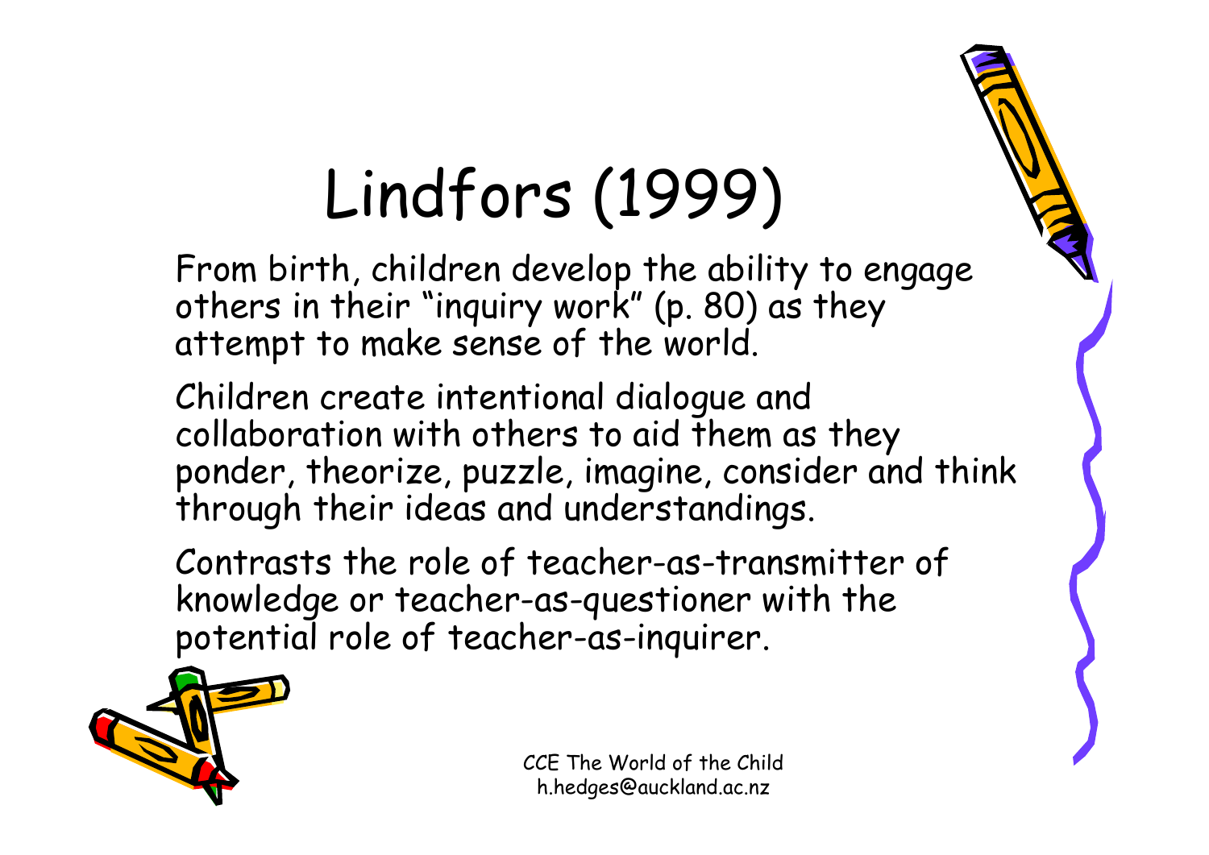# Lindfors (1999)

From birth, children develop the ability to engage others in their "inquiry work" (p. 80) as they attempt to make sense of the world.

Children create intentional dialogue and collaboration with others to aid them as they ponder, theorize, puzzle, imagine, consider and think through their ideas and understandings.

Contrasts the role of teacher-as-transmitter of knowledge or teacher-as-questioner with the potential role of teacher-as-inquirer.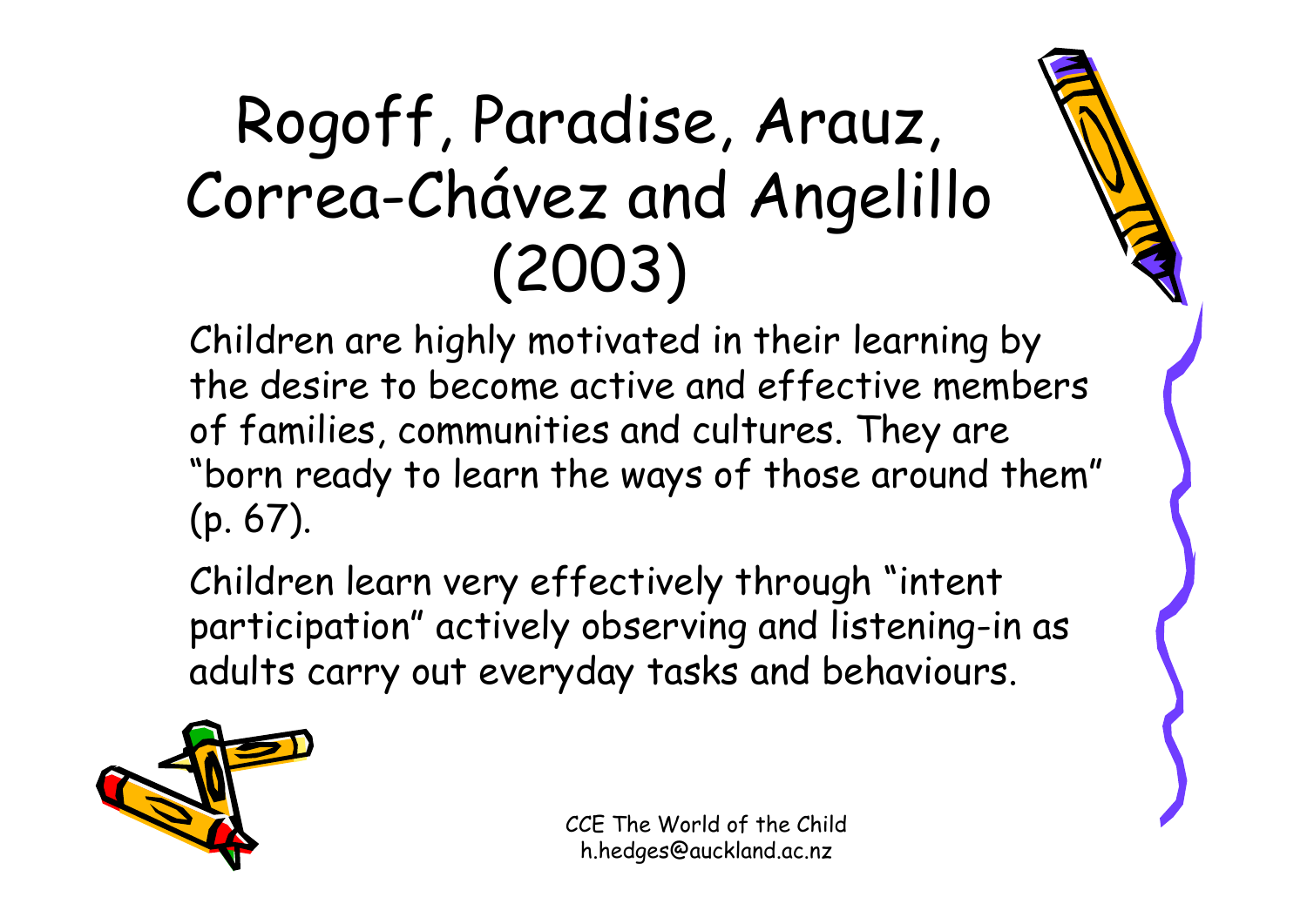# Rogoff, Paradise, Arauz, Correa-Chávez and Angelillo (2003)

Children are highly motivated in their learning by the desire to become active and effective members of families, communities and cultures. They are "born ready to learn the ways of those around them" (p. 67).

Children learn very effectively through "intent participation" actively observing and listening-in as adults carry out everyday tasks and behaviours.

CCE The World of the Child
h.hedges@auckland.ac.nz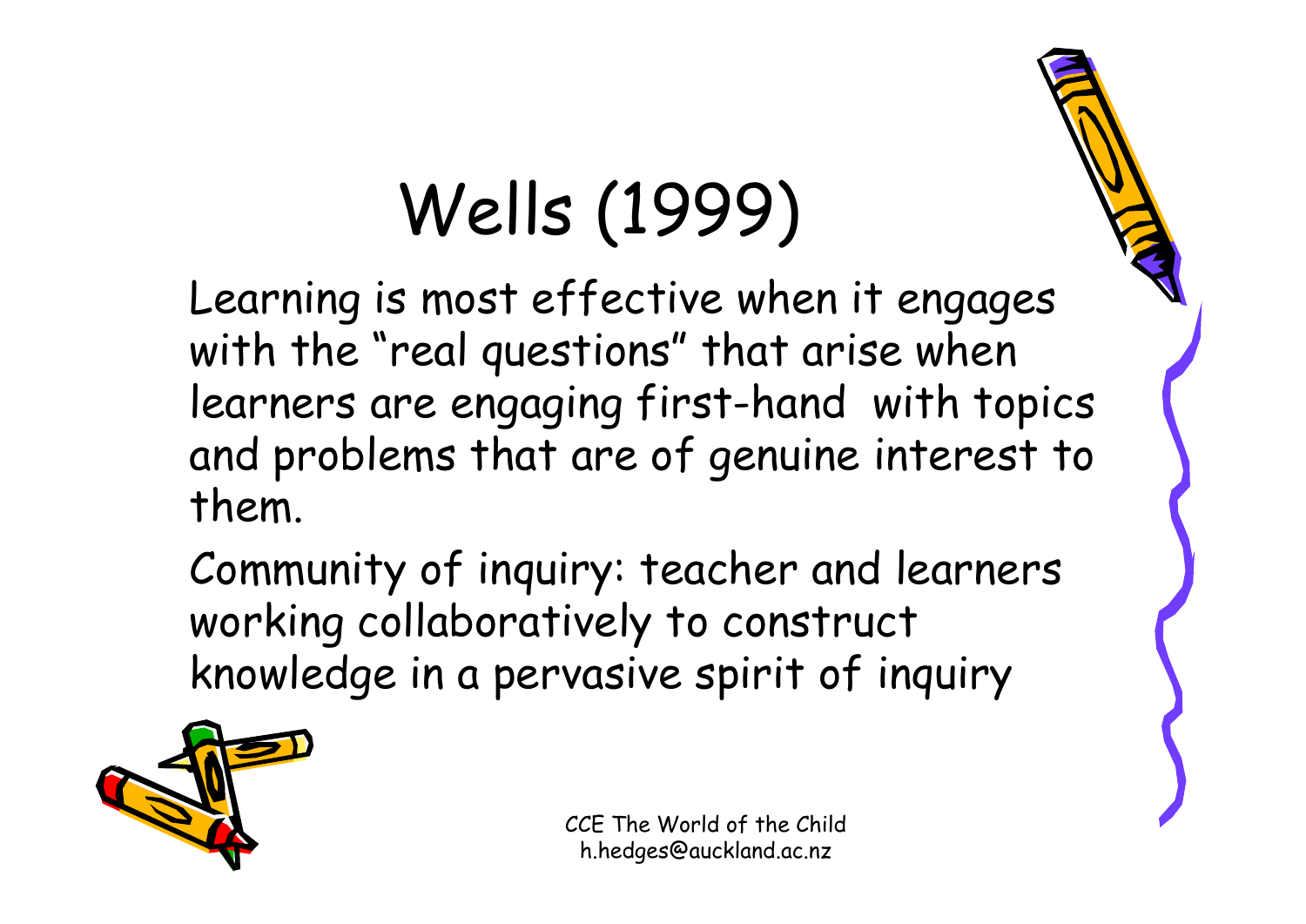# Wells (1999)

Learning is most effective when it engages with the "real questions" that arise when learners are engaging first-hand with topics and problems that are of genuine interest to them.

Community of inquiry: teacher and learners working collaboratively to construct knowledge in a pervasive spirit of inquiry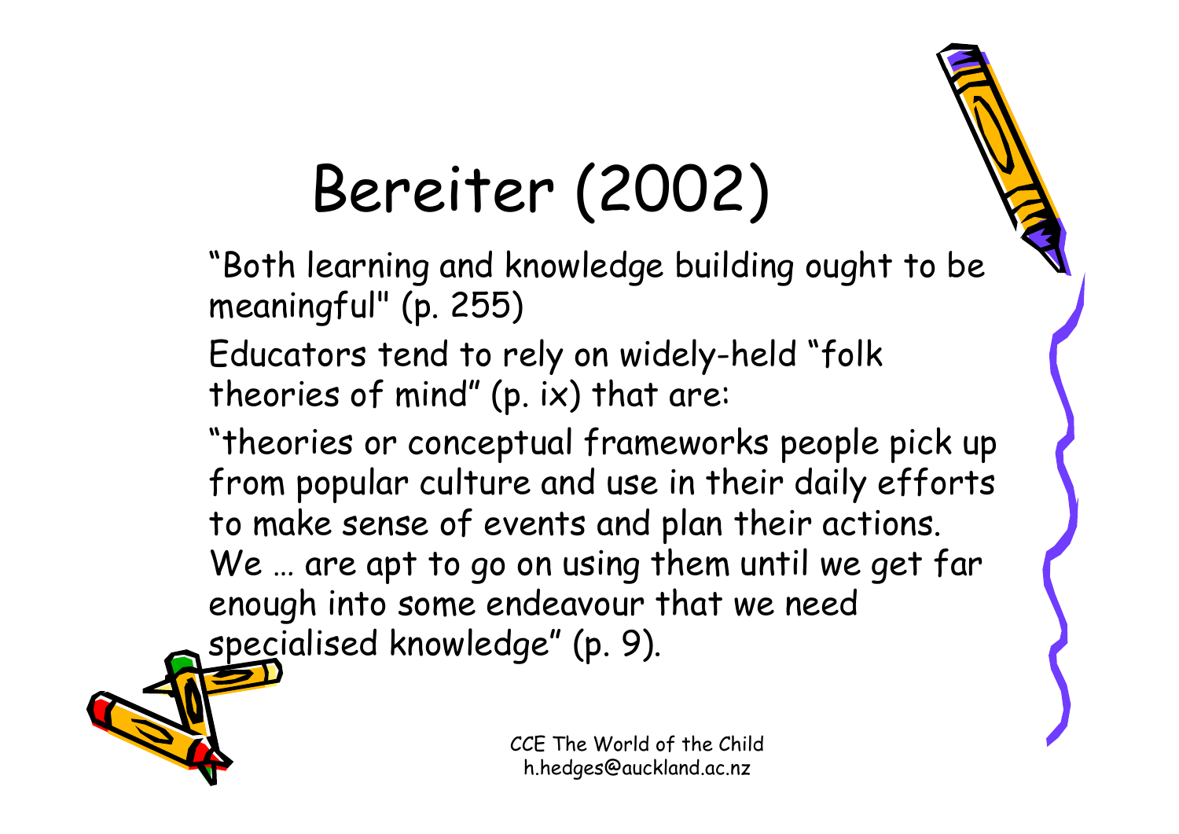# Bereiter (2002)

"Both learning and knowledge building ought to be meaningful" (p. 255)

Educators tend to rely on widely-held "folk theories of mind" (p. ix) that are:

"theories or conceptual frameworks people pick up from popular culture and use in their daily efforts to make sense of events and plan their actions. We … are apt to go on using them until we get far enough into some endeavour that we need specialised knowledge" (p. 9).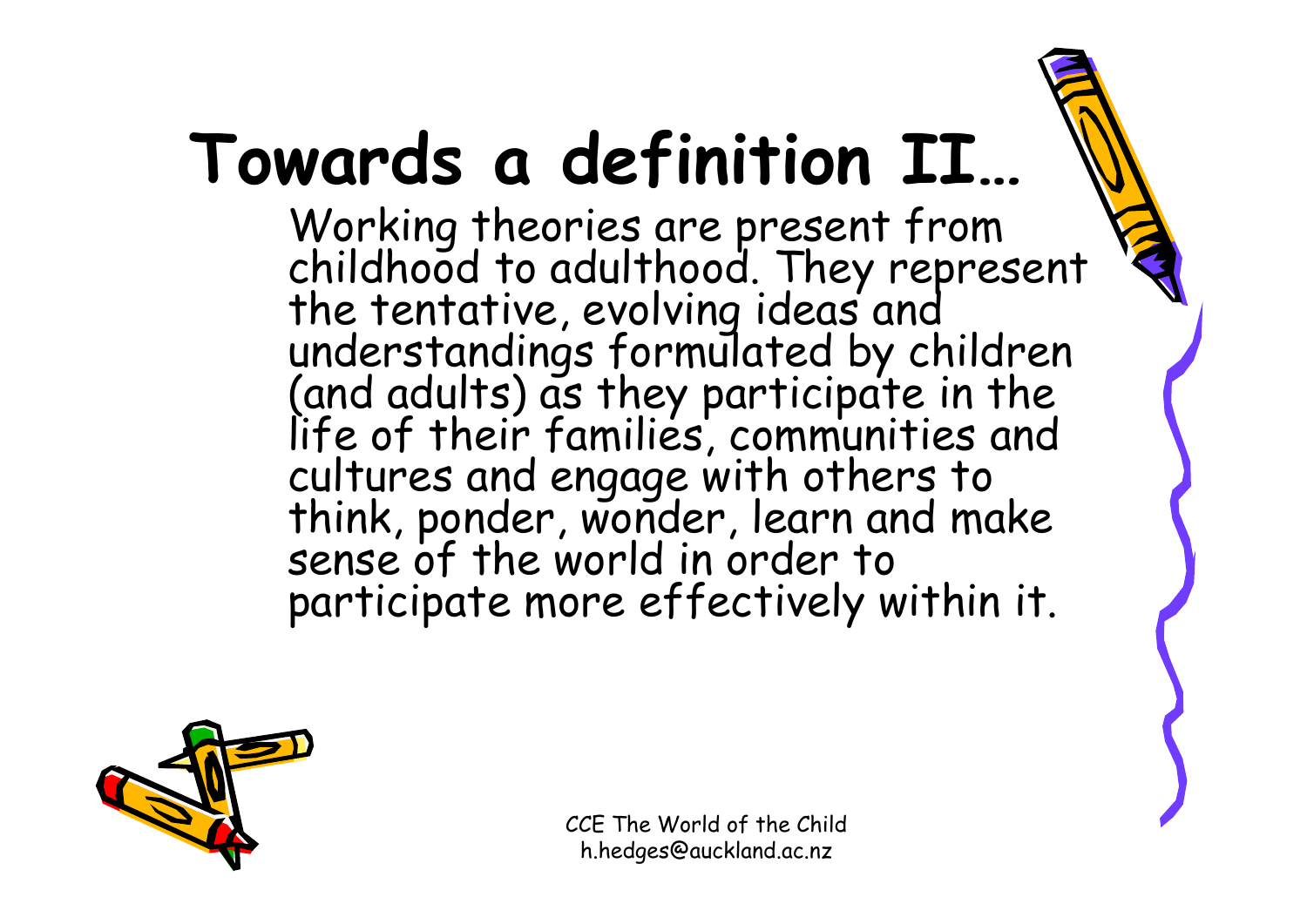# Towards a definition II…

Working theories are present from childhood to adulthood. They represent the tentative, evolving ideas and understandings formulated by children (and adults) as they participate in the life of their families, communities and cultures and engage with others to think, ponder, wonder, learn and make sense of the world in order to participate more effectively within it.

CCE The World of the Child
h.hedges@auckland.ac.nz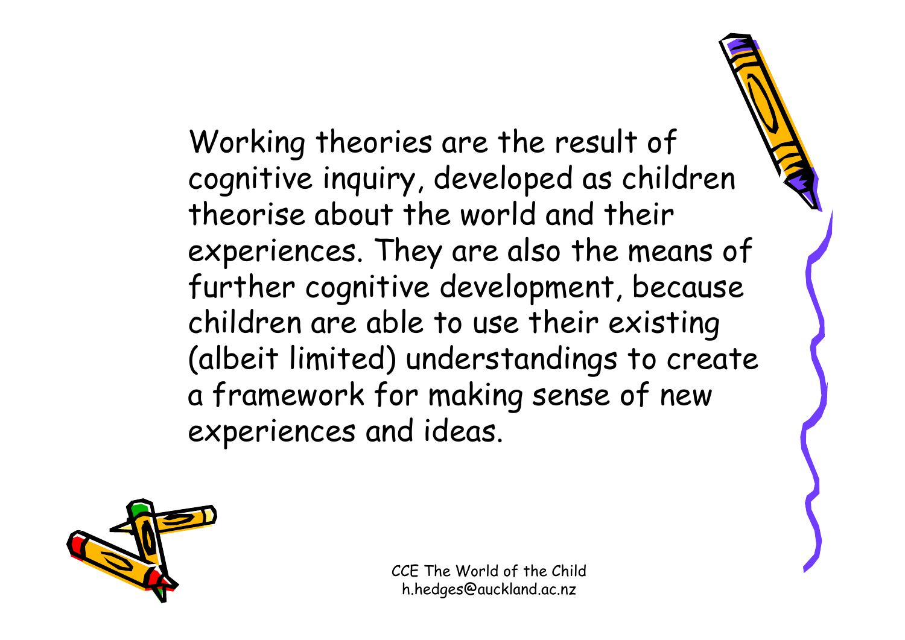Working theories are the result of cognitive inquiry, developed as children theorise about the world and their experiences. They are also the means of further cognitive development, because children are able to use their existing (albeit limited) understandings to create a framework for making sense of new experiences and ideas.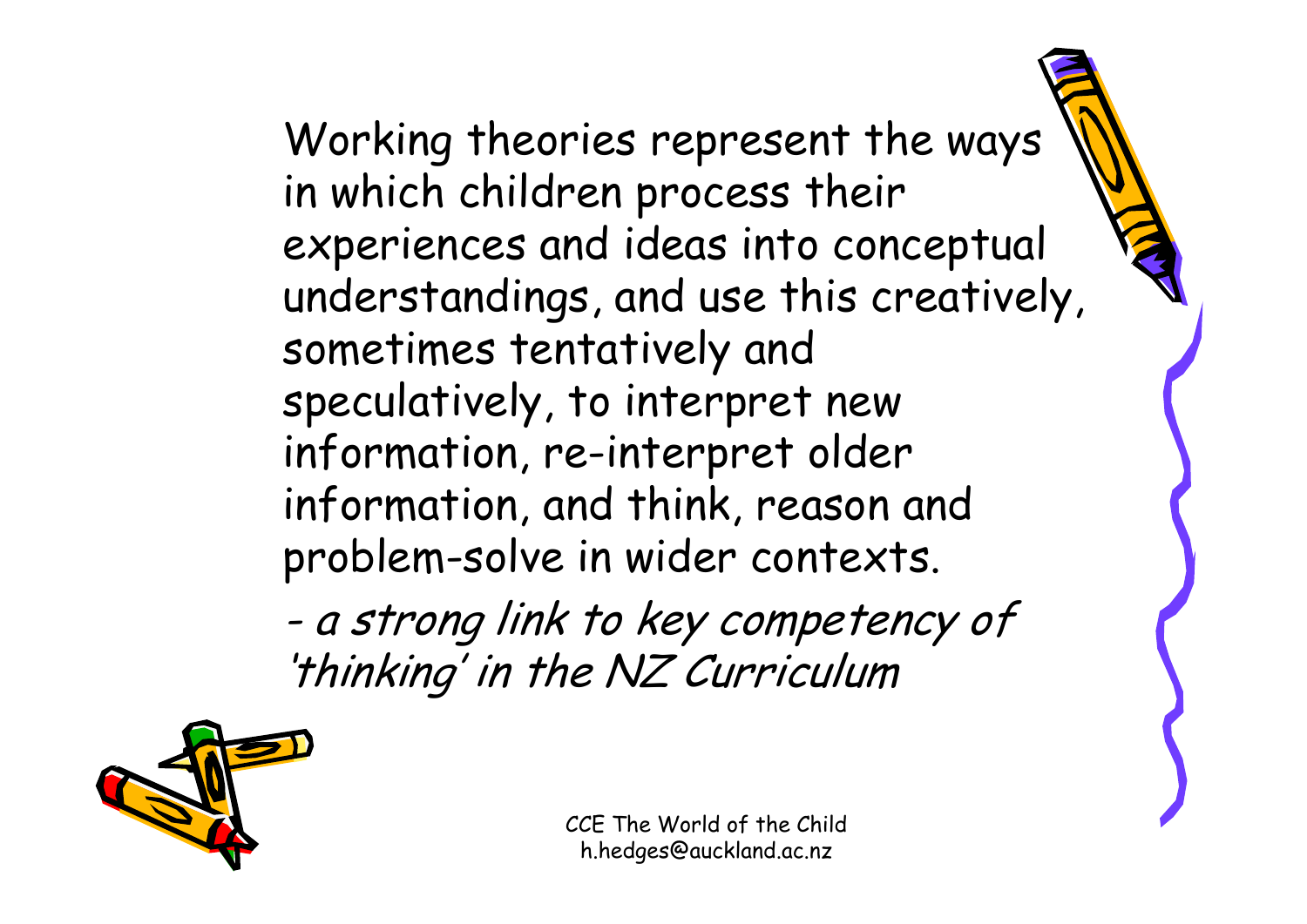Working theories represent the ways in which children process their experiences and ideas into conceptual understandings, and use this creatively, sometimes tentatively and speculatively, to interpret new information, re-interpret older information, and think, reason and problem-solve in wider contexts.

*- a strong link to key competency of 'thinking' in the NZ Curriculum*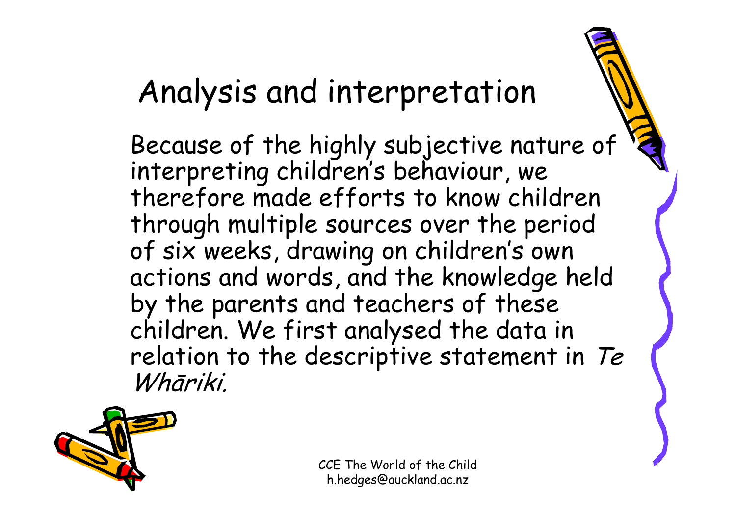# Analysis and interpretation

Because of the highly subjective nature of interpreting children's behaviour, we therefore made efforts to know children through multiple sources over the period of six weeks, drawing on children's own actions and words, and the knowledge held by the parents and teachers of these children. We first analysed the data in relation to the descriptive statement in *Te Whāriki.*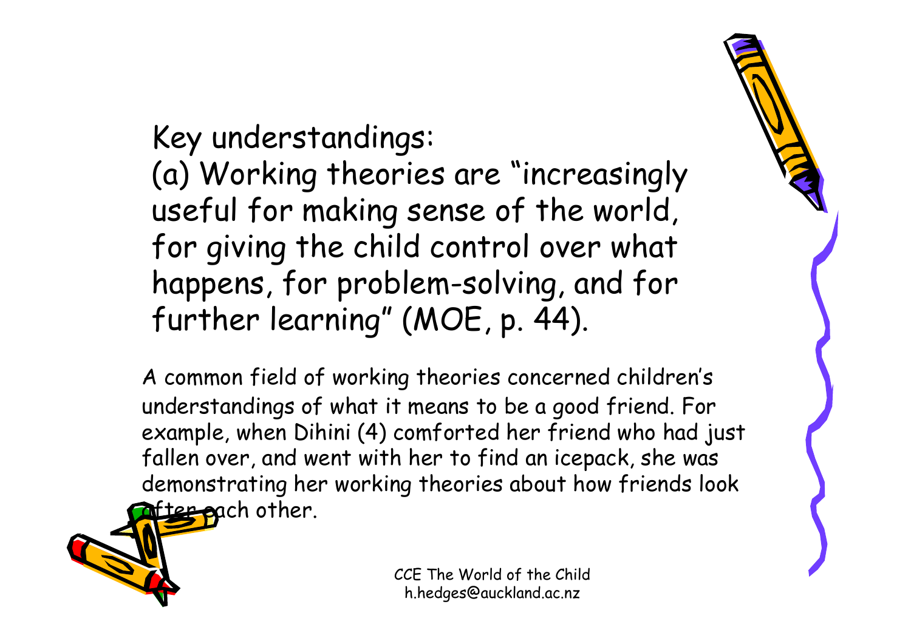Key understandings:

(a) Working theories are "increasingly useful for making sense of the world, for giving the child control over what happens, for problem-solving, and for further learning" (MOE, p. 44).

A common field of working theories concerned children's understandings of what it means to be a good friend. For example, when Dihini (4) comforted her friend who had just fallen over, and went with her to find an icepack, she was demonstrating her working theories about how friends look after each other.

CCE The World of the Child
h.hedges@auckland.ac.nz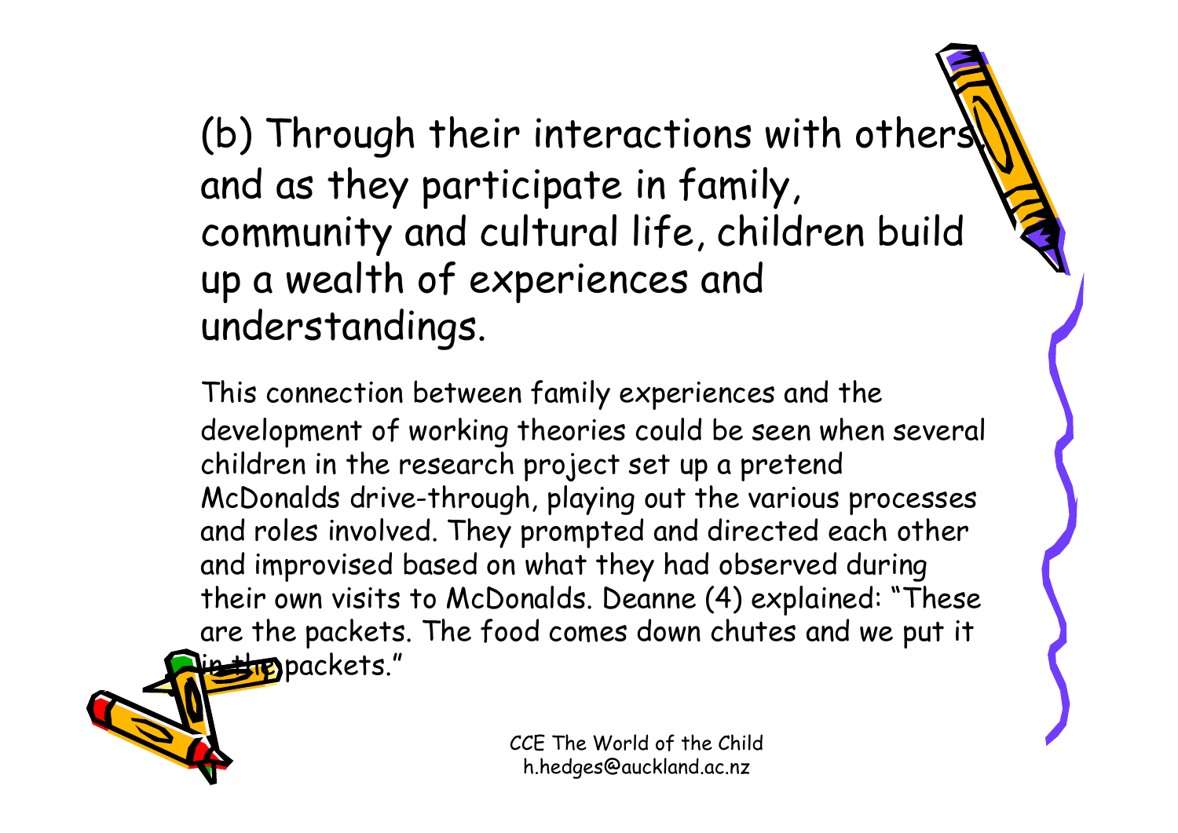## (b) Through their interactions with others, and as they participate in family, community and cultural life, children build up a wealth of experiences and understandings.

This connection between family experiences and the development of working theories could be seen when several children in the research project set up a pretend McDonalds drive-through, playing out the various processes and roles involved. They prompted and directed each other and improvised based on what they had observed during their own visits to McDonalds. Deanne (4) explained: "These are the packets. The food comes down chutes and we put it in the packets."

CCE The World of the Child
h.hedges@auckland.ac.nz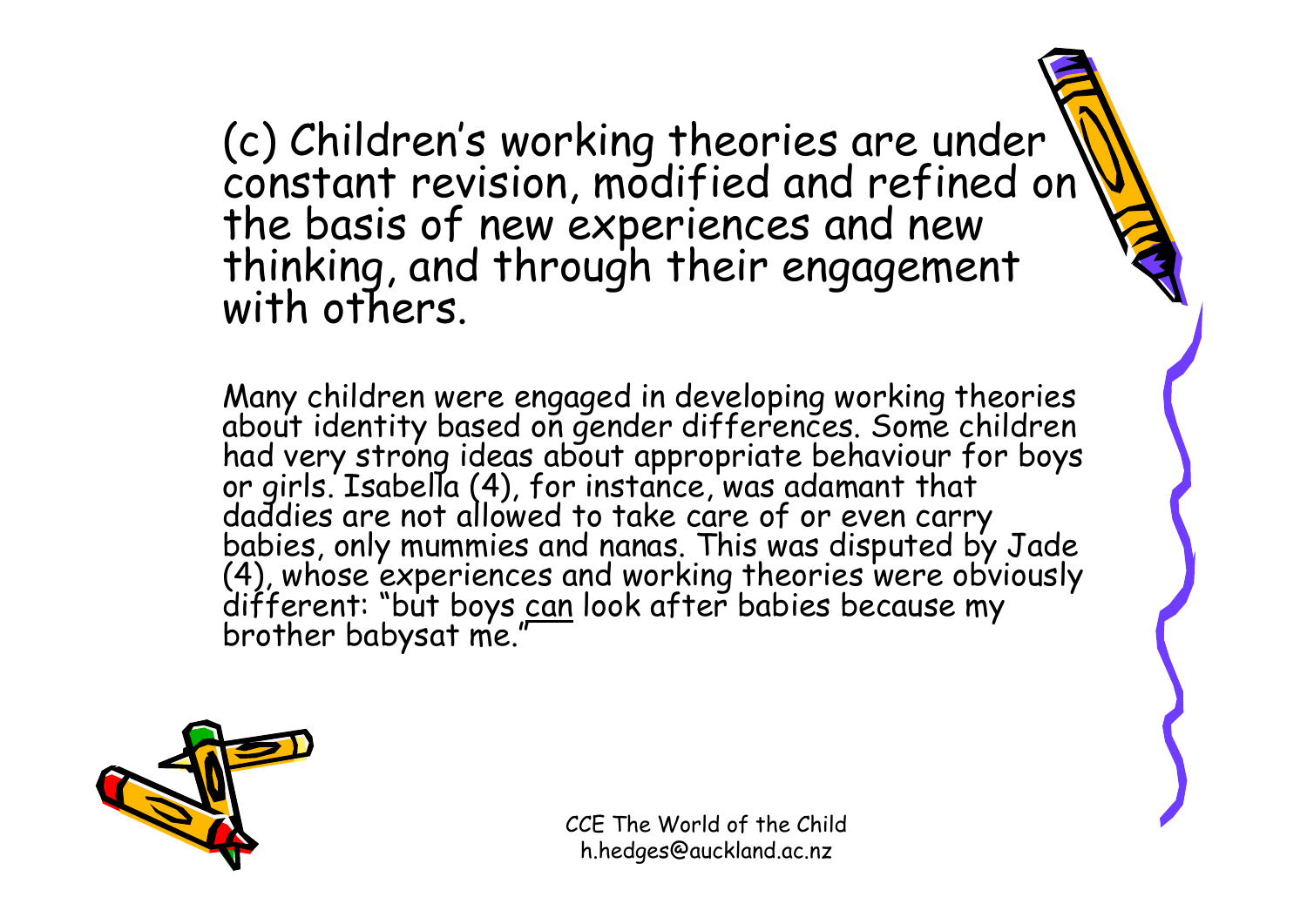## (c) Children's working theories are under constant revision, modified and refined on the basis of new experiences and new thinking, and through their engagement with others.

Many children were engaged in developing working theories about identity based on gender differences. Some children had very strong ideas about appropriate behaviour for boys or girls. Isabella (4), for instance, was adamant that daddies are not allowed to take care of or even carry babies, only mummies and nanas. This was disputed by Jade (4), whose experiences and working theories were obviously different: "but boys <u>can</u> look after babies because my brother babysat me."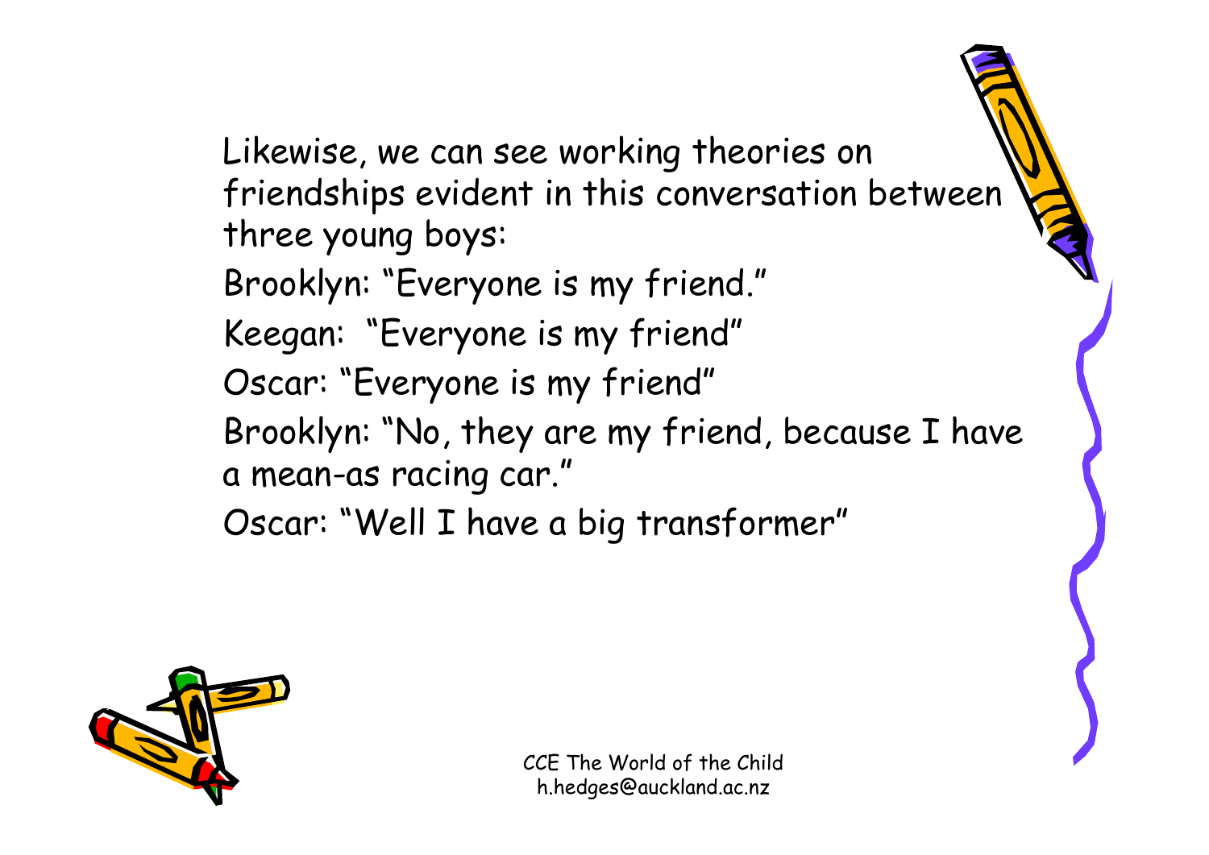Likewise, we can see working theories on friendships evident in this conversation between three young boys:

Brooklyn: “Everyone is my friend.”

Keegan: “Everyone is my friend”

Oscar: “Everyone is my friend”

Brooklyn: “No, they are my friend, because I have a mean-as racing car.”

Oscar: “Well I have a big transformer”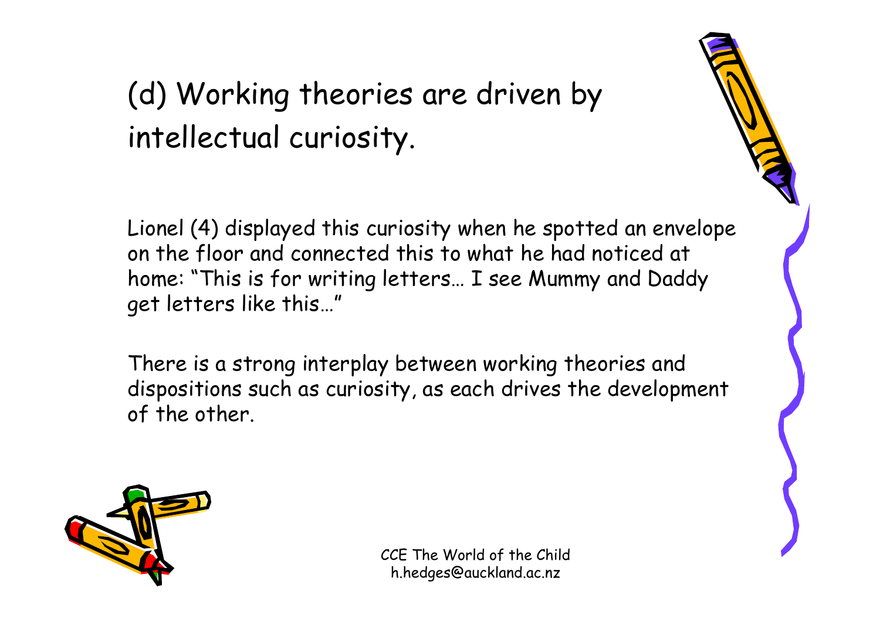# (d) Working theories are driven by intellectual curiosity.

Lionel (4) displayed this curiosity when he spotted an envelope on the floor and connected this to what he had noticed at home: "This is for writing letters… I see Mummy and Daddy get letters like this…"

There is a strong interplay between working theories and dispositions such as curiosity, as each drives the development of the other.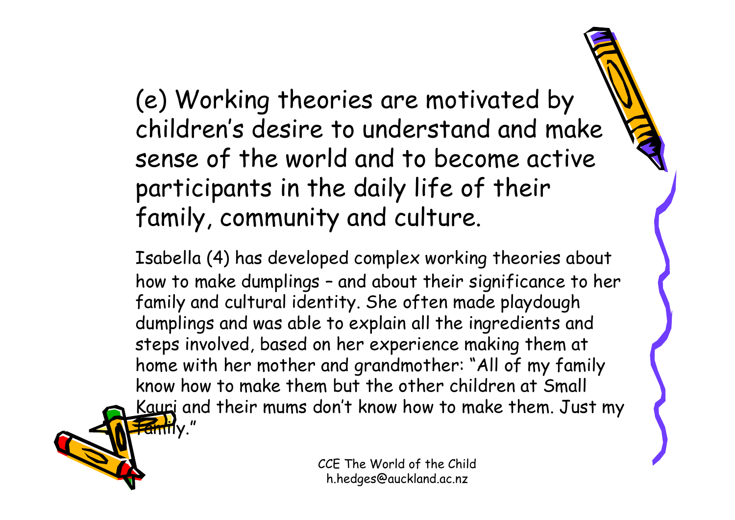# (e) Working theories are motivated by children's desire to understand and make sense of the world and to become active participants in the daily life of their family, community and culture.

Isabella (4) has developed complex working theories about how to make dumplings – and about their significance to her family and cultural identity. She often made playdough dumplings and was able to explain all the ingredients and steps involved, based on her experience making them at home with her mother and grandmother: "All of my family know how to make them but the other children at Small Kauri and their mums don't know how to make them. Just my family."

CCE The World of the Child
h.hedges@auckland.ac.nz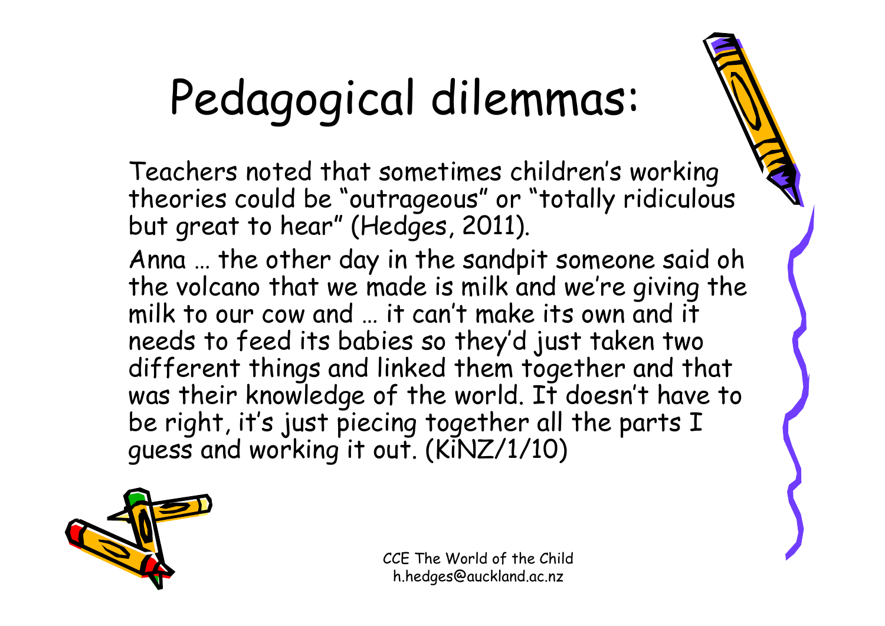# Pedagogical dilemmas:

Teachers noted that sometimes children's working theories could be "outrageous" or "totally ridiculous but great to hear" (Hedges, 2011).

Anna … the other day in the sandpit someone said oh the volcano that we made is milk and we're giving the milk to our cow and … it can't make its own and it needs to feed its babies so they'd just taken two different things and linked them together and that was their knowledge of the world. It doesn't have to be right, it's just piecing together all the parts I guess and working it out. (KiNZ/1/10)

CCE The World of the Child
h.hedges@auckland.ac.nz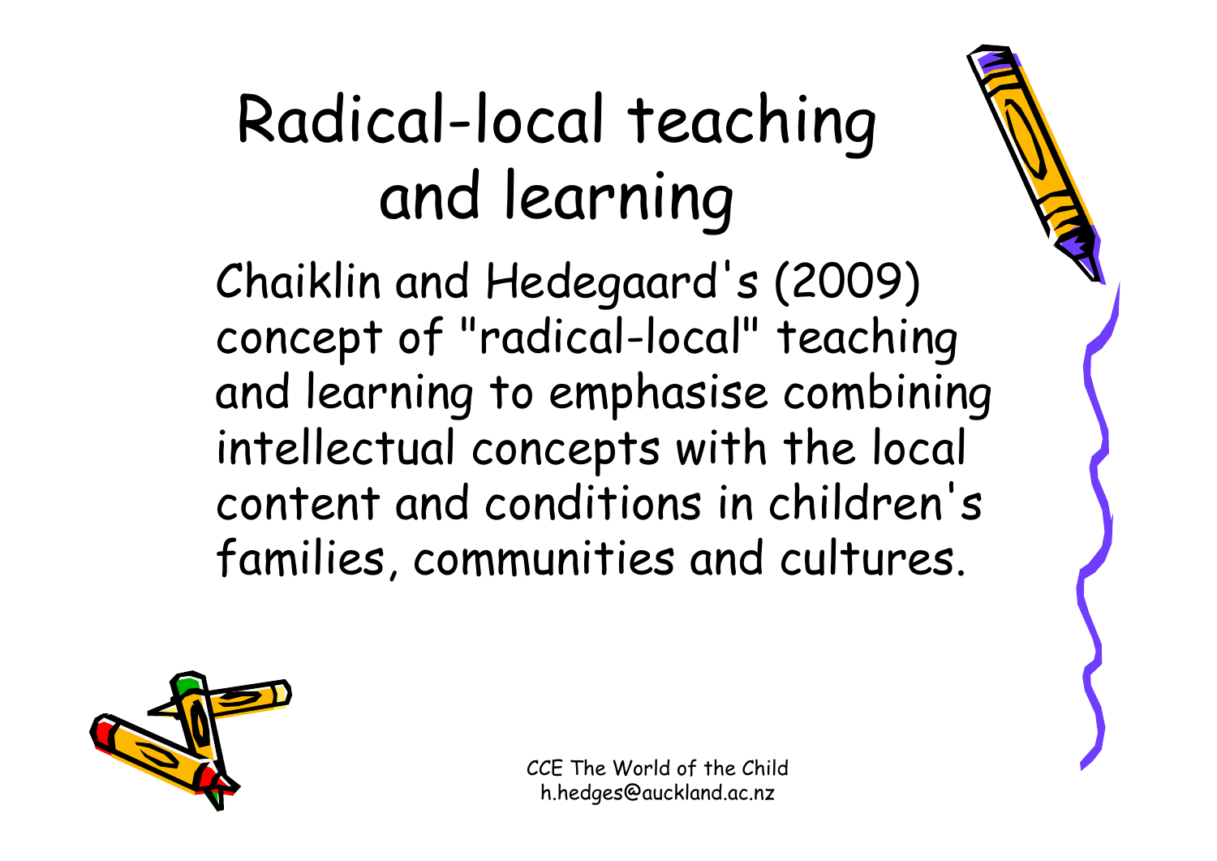# Radical-local teaching and learning

Chaiklin and Hedegaard's (2009) concept of "radical-local" teaching and learning to emphasise combining intellectual concepts with the local content and conditions in children's families, communities and cultures.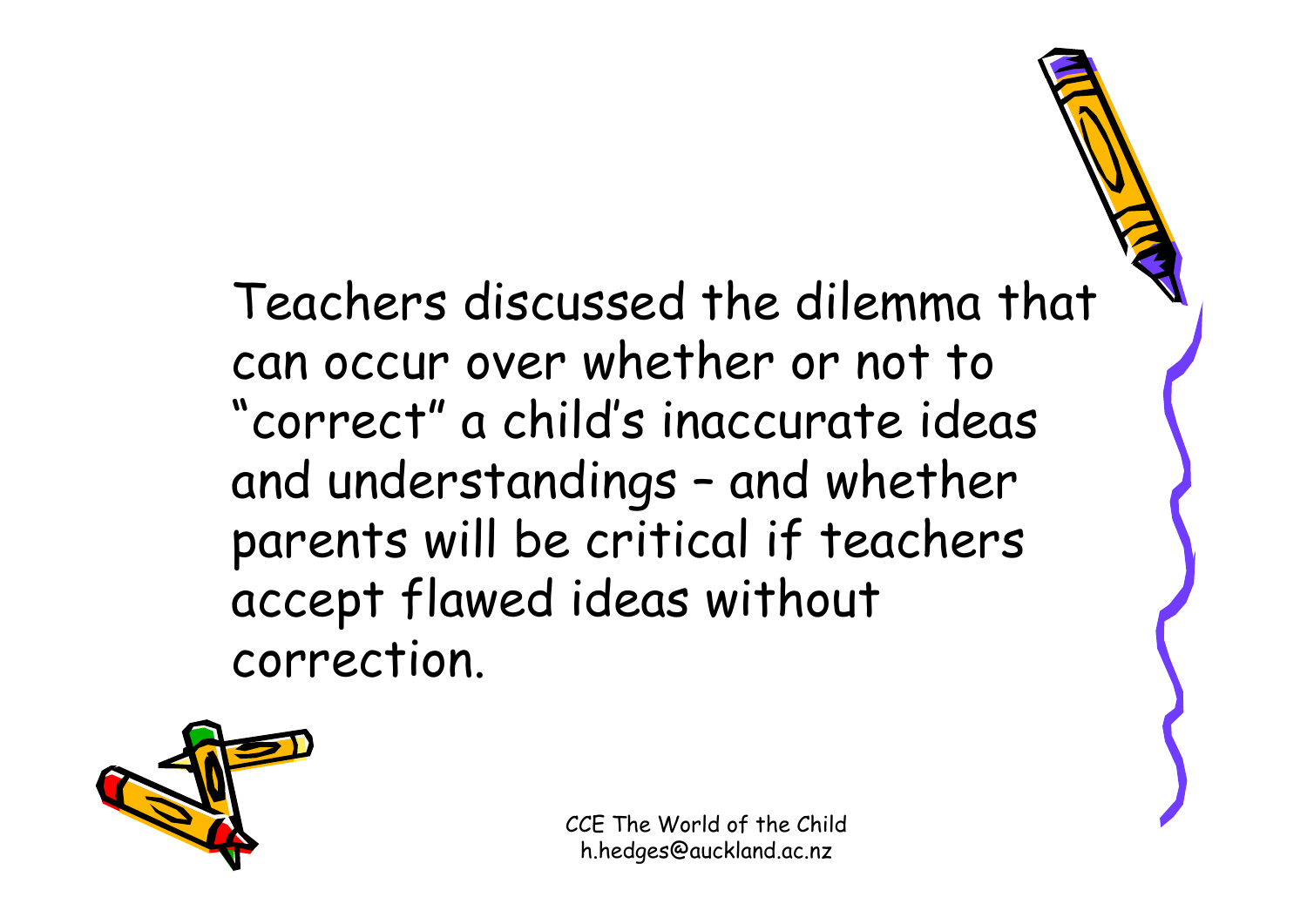Teachers discussed the dilemma that can occur over whether or not to "correct" a child's inaccurate ideas and understandings – and whether parents will be critical if teachers accept flawed ideas without correction.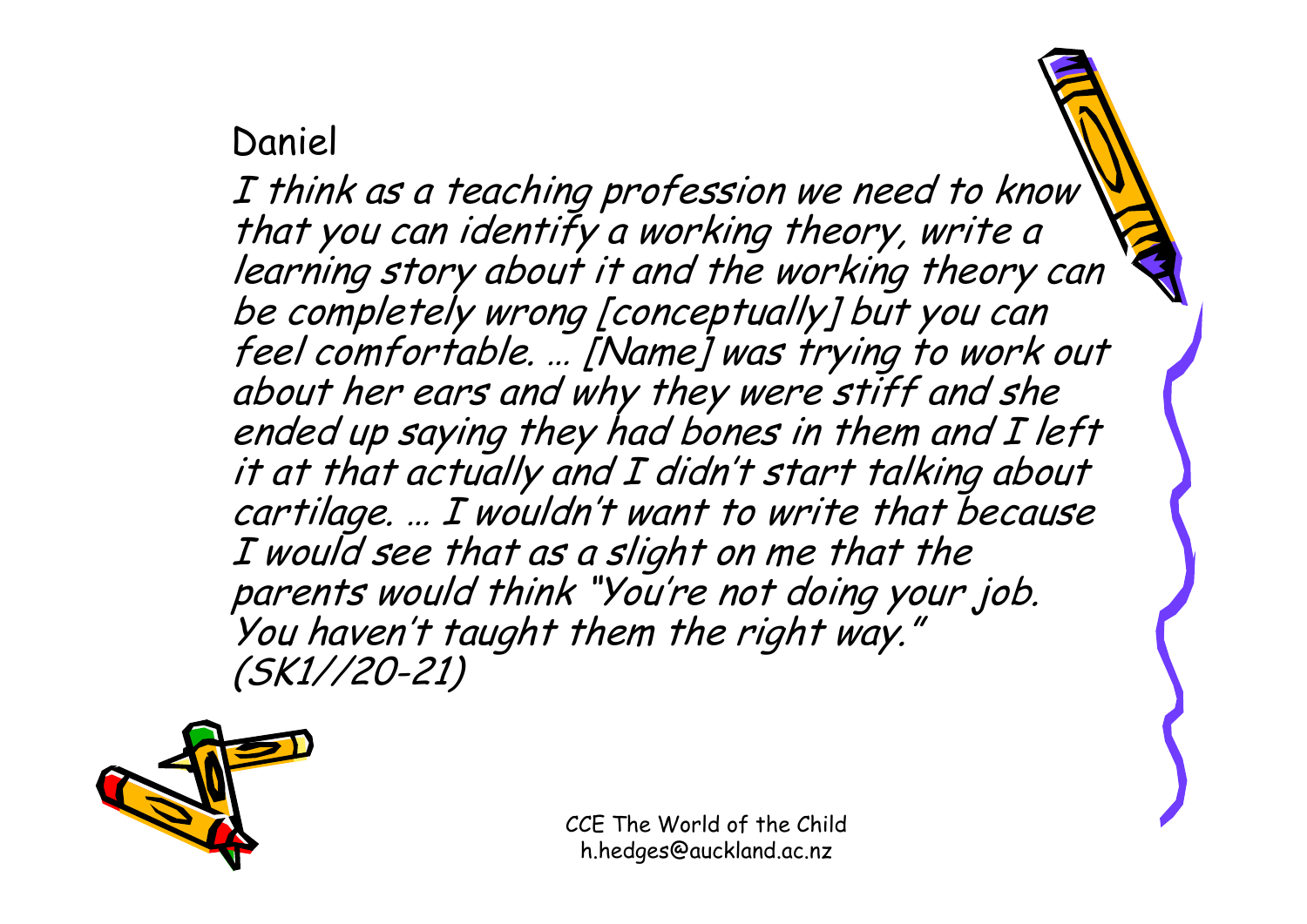Daniel

*I think as a teaching profession we need to know that you can identify a working theory, write a learning story about it and the working theory can be completely wrong [conceptually] but you can feel comfortable. … [Name] was trying to work out about her ears and why they were stiff and she ended up saying they had bones in them and I left it at that actually and I didn't start talking about cartilage. … I wouldn't want to write that because I would see that as a slight on me that the parents would think "You're not doing your job. You haven't taught them the right way." (SK1//20-21)*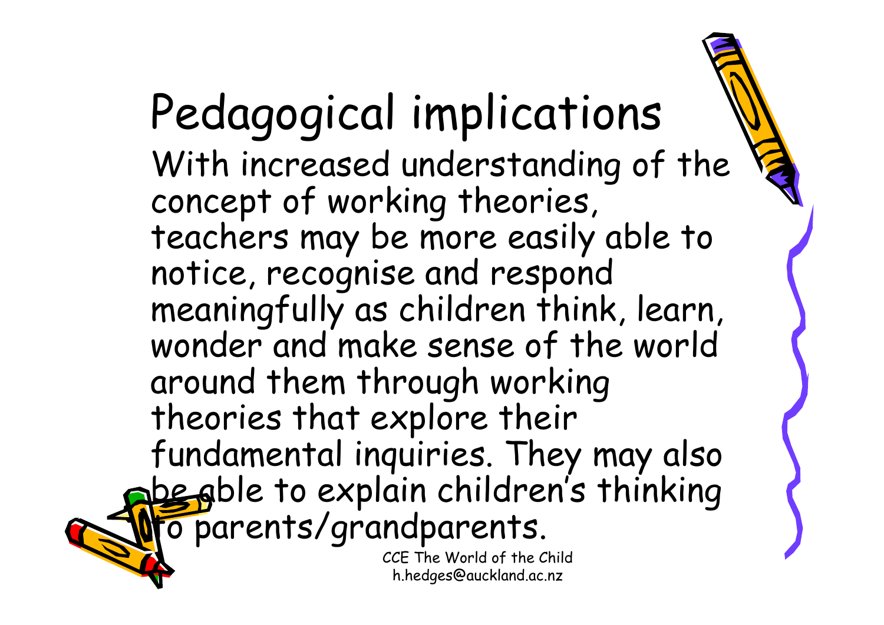# Pedagogical implications

With increased understanding of the concept of working theories, teachers may be more easily able to notice, recognise and respond meaningfully as children think, learn, wonder and make sense of the world around them through working theories that explore their fundamental inquiries. They may also be able to explain children's thinking to parents/grandparents.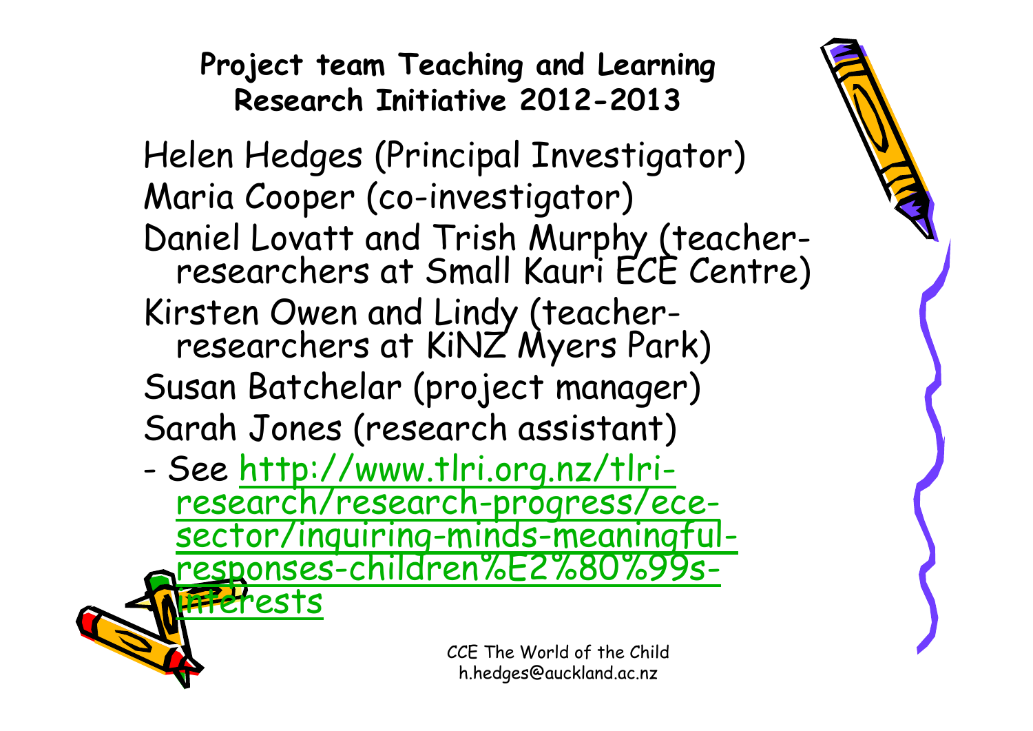## Project team Teaching and Learning Research Initiative 2012-2013

Helen Hedges (Principal Investigator)
Maria Cooper (co-investigator)
Daniel Lovatt and Trish Murphy (teacher-researchers at Small Kauri ECE Centre)
Kirsten Owen and Lindy (teacher-researchers at KiNZ Myers Park)
Susan Batchelar (project manager)
Sarah Jones (research assistant)

- See http://www.tlri.org.nz/tlri-research/research-progress/ece-sector/inquiring-minds-meaningful-responses-children%E2%80%99s-interests

CCE The World of the Child
h.hedges@auckland.ac.nz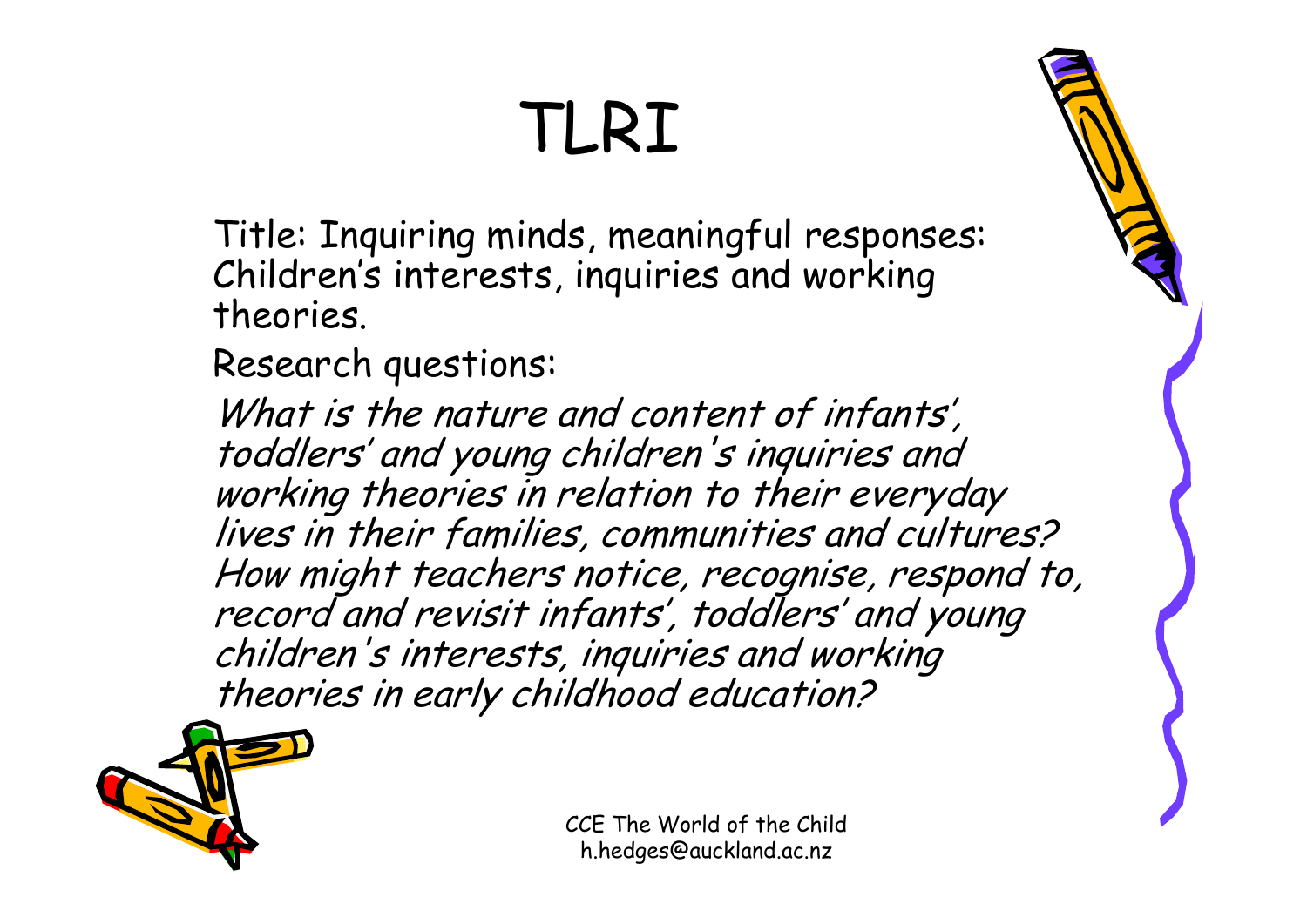# TLRI

Title: Inquiring minds, meaningful responses: Children's interests, inquiries and working theories.

Research questions:

*What is the nature and content of infants', toddlers' and young children's inquiries and working theories in relation to their everyday lives in their families, communities and cultures?*

*How might teachers notice, recognise, respond to, record and revisit infants', toddlers' and young children's interests, inquiries and working theories in early childhood education?*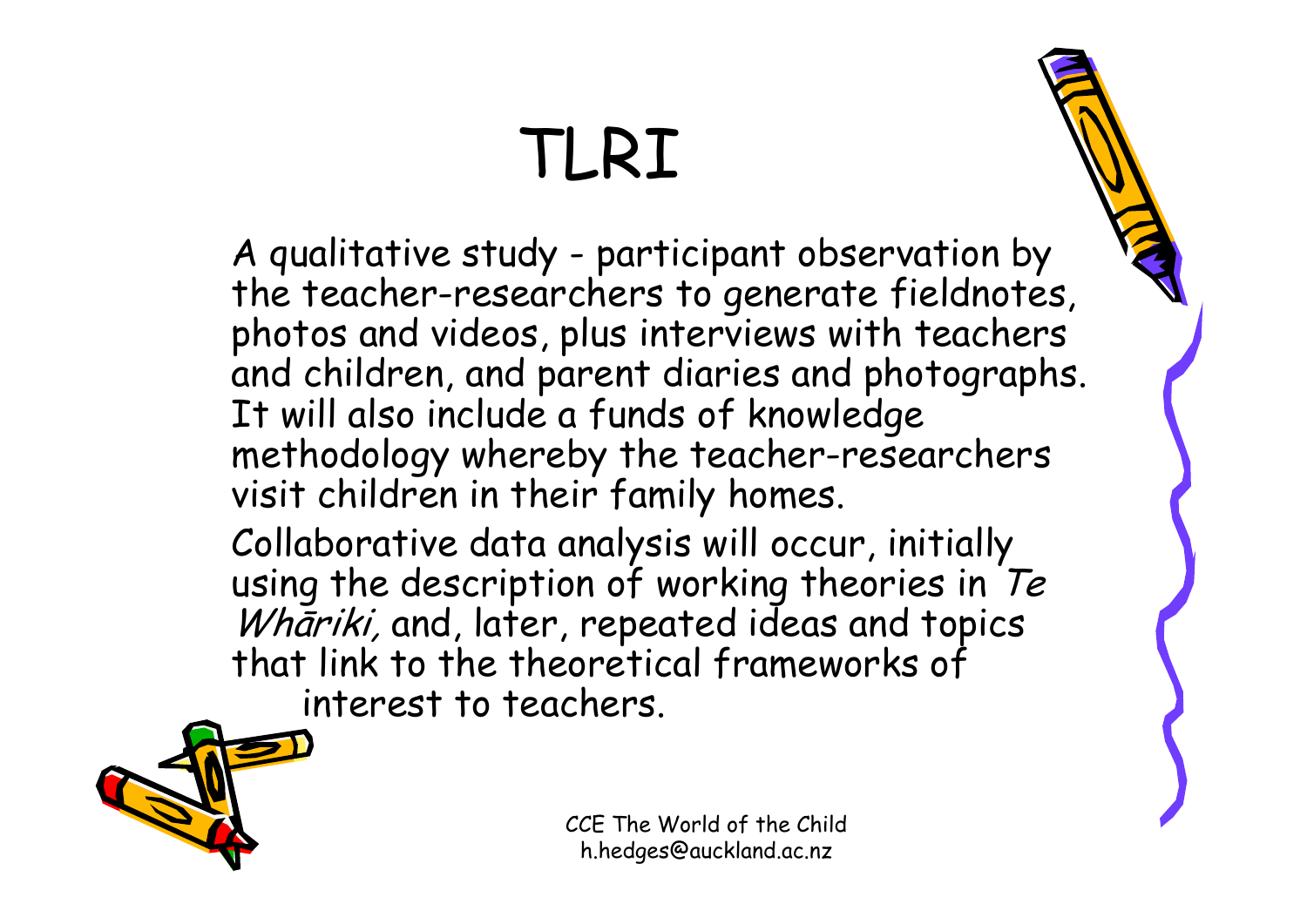# TLRI

A qualitative study - participant observation by the teacher-researchers to generate fieldnotes, photos and videos, plus interviews with teachers and children, and parent diaries and photographs. It will also include a funds of knowledge methodology whereby the teacher-researchers visit children in their family homes.

Collaborative data analysis will occur, initially using the description of working theories in *Te Whāriki,* and, later, repeated ideas and topics that link to the theoretical frameworks of interest to teachers.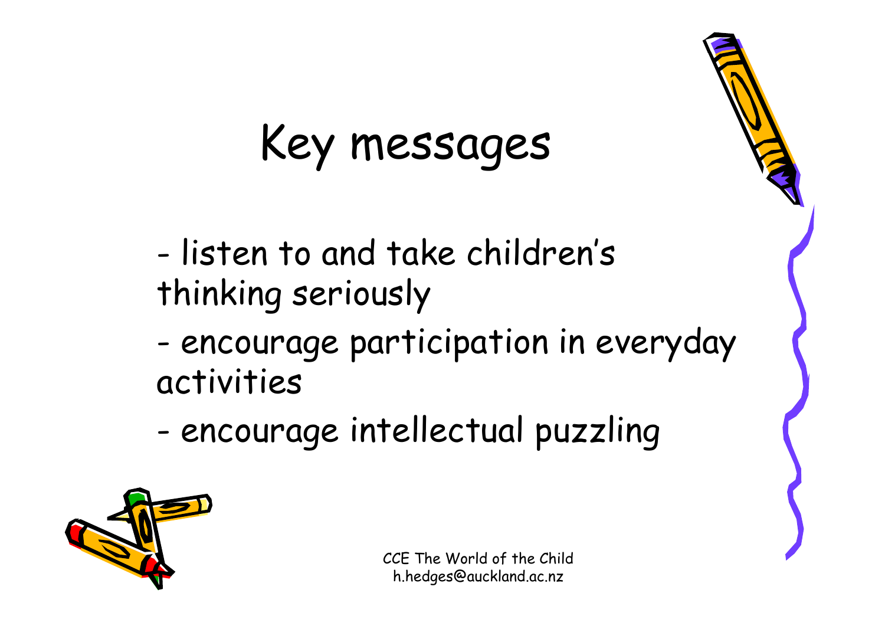# Key messages

- listen to and take children's thinking seriously
- encourage participation in everyday activities
- encourage intellectual puzzling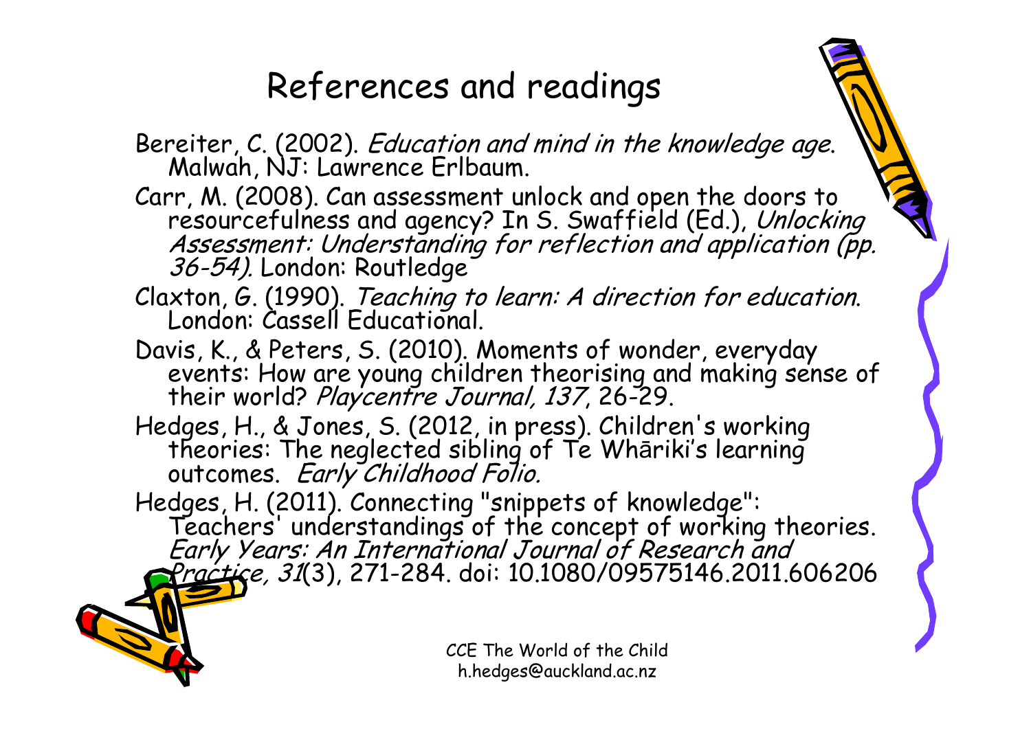# References and readings

Bereiter, C. (2002). *Education and mind in the knowledge age.* Malwah, NJ: Lawrence Erlbaum.

Carr, M. (2008). Can assessment unlock and open the doors to resourcefulness and agency? In S. Swaffield (Ed.), *Unlocking Assessment: Understanding for reflection and application (pp. 36-54).* London: Routledge

Claxton, G. (1990). *Teaching to learn: A direction for education.* London: Cassell Educational.

Davis, K., & Peters, S. (2010). Moments of wonder, everyday events: How are young children theorising and making sense of their world? *Playcentre Journal, 137*, 26-29.

Hedges, H., & Jones, S. (2012, in press). Children's working theories: The neglected sibling of Te Whāriki's learning outcomes. *Early Childhood Folio.*

Hedges, H. (2011). Connecting "snippets of knowledge": Teachers' understandings of the concept of working theories. *Early Years: An International Journal of Research and Practice, 31*(3), 271-284. doi: 10.1080/09575146.2011.606206

CCE The World of the Child
h.hedges@auckland.ac.nz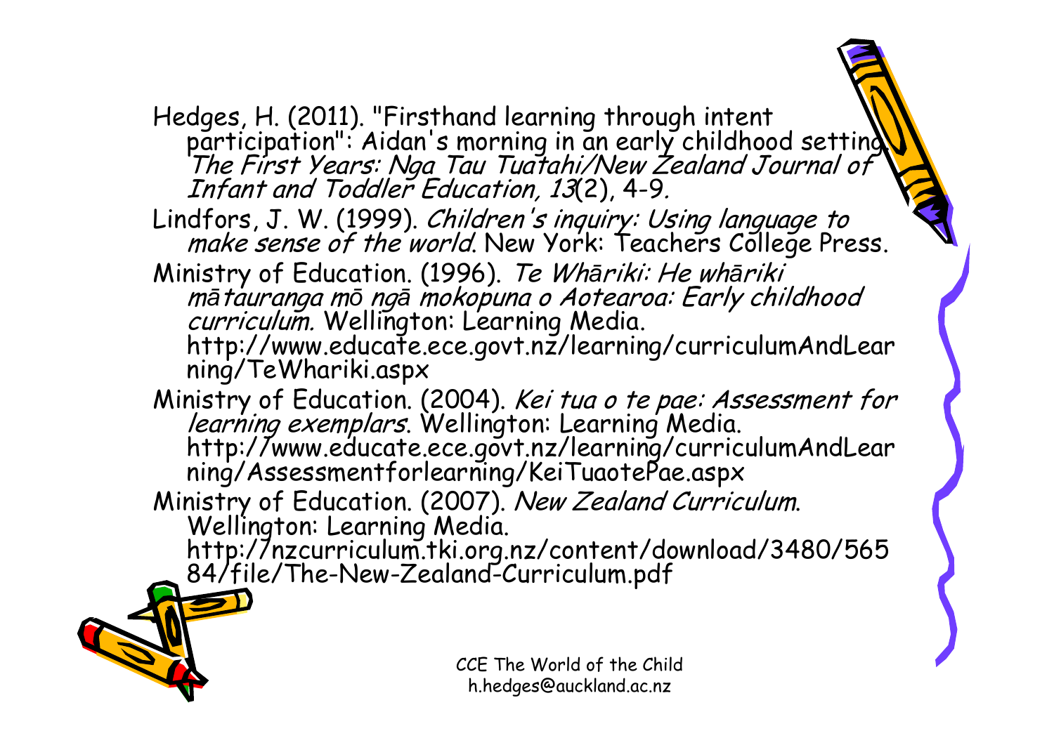Hedges, H. (2011). "Firsthand learning through intent participation": Aidan's morning in an early childhood setting. *The First Years: Nga Tau Tuatahi/New Zealand Journal of Infant and Toddler Education, 13*(2), 4-9.

Lindfors, J. W. (1999). *Children's inquiry: Using language to make sense of the world.* New York: Teachers College Press.

Ministry of Education. (1996). *Te Whāriki: He whāriki mātauranga mō ngā mokopuna o Aotearoa: Early childhood curriculum.* Wellington: Learning Media. http://www.educate.ece.govt.nz/learning/curriculumAndLearning/TeWhariki.aspx

Ministry of Education. (2004). *Kei tua o te pae: Assessment for learning exemplars.* Wellington: Learning Media. http://www.educate.ece.govt.nz/learning/curriculumAndLearning/Assessmentforlearning/KeiTuaotePae.aspx

Ministry of Education. (2007). *New Zealand Curriculum.* Wellington: Learning Media. http://nzcurriculum.tki.org.nz/content/download/3480/56584/file/The-New-Zealand-Curriculum.pdf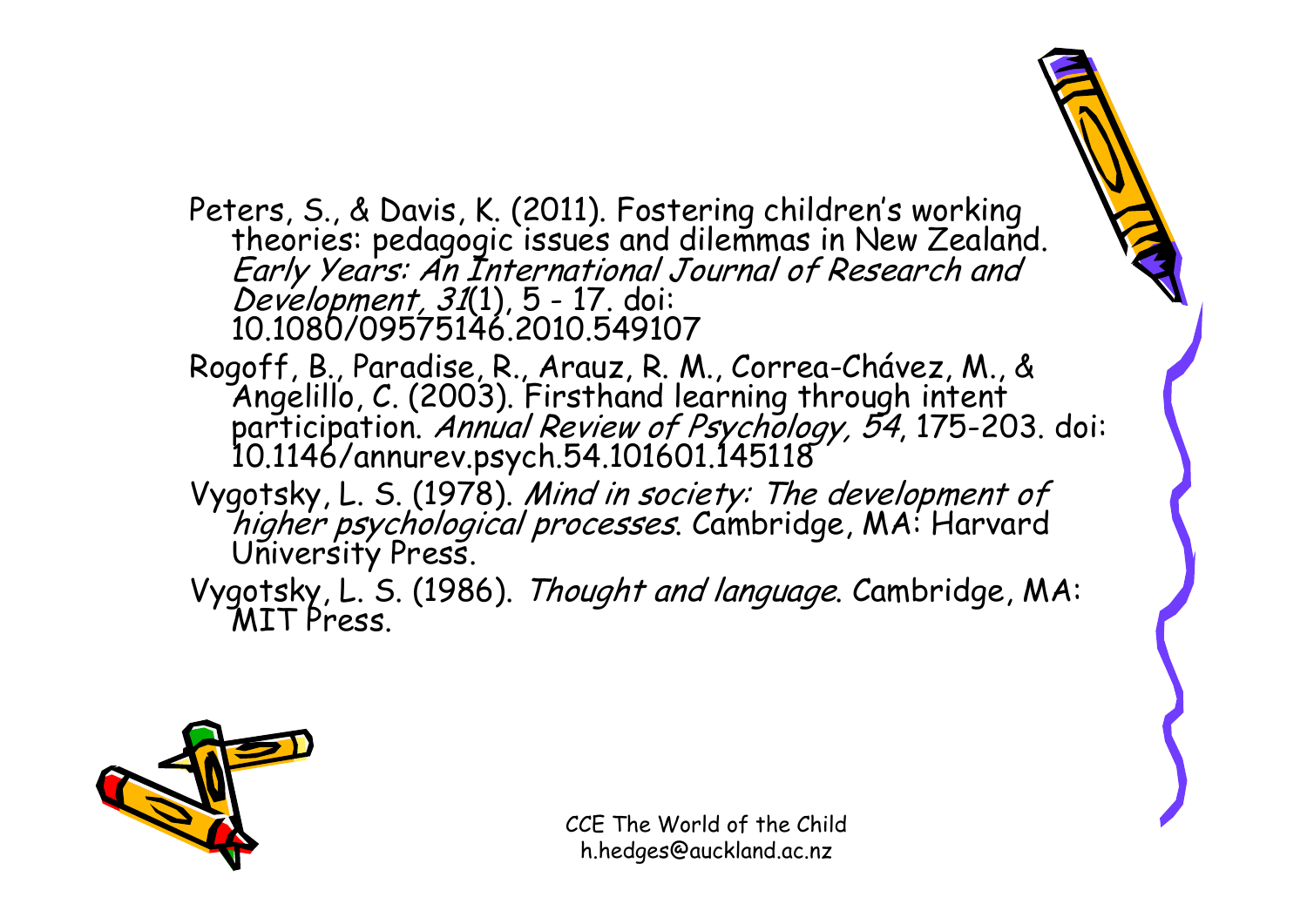Peters, S., & Davis, K. (2011). Fostering children's working theories: pedagogic issues and dilemmas in New Zealand. *Early Years: An International Journal of Research and Development, 31*(1), 5 - 17. doi: 10.1080/09575146.2010.549107

Rogoff, B., Paradise, R., Arauz, R. M., Correa-Chávez, M., & Angelillo, C. (2003). Firsthand learning through intent participation. *Annual Review of Psychology, 54*, 175-203. doi: 10.1146/annurev.psych.54.101601.145118

Vygotsky, L. S. (1978). *Mind in society: The development of higher psychological processes*. Cambridge, MA: Harvard University Press.

Vygotsky, L. S. (1986). *Thought and language*. Cambridge, MA: MIT Press.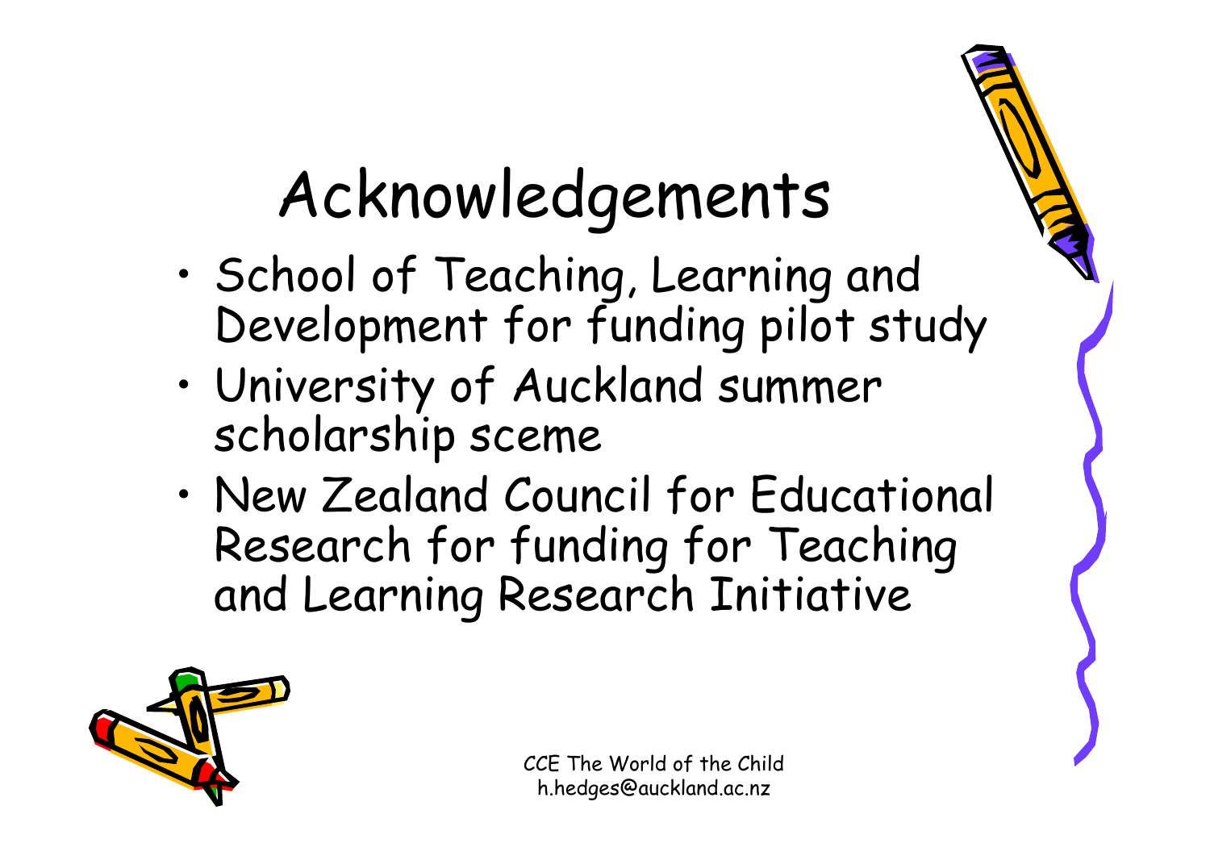# Acknowledgements

- School of Teaching, Learning and Development for funding pilot study
- University of Auckland summer scholarship sceme
- New Zealand Council for Educational Research for funding for Teaching and Learning Research Initiative